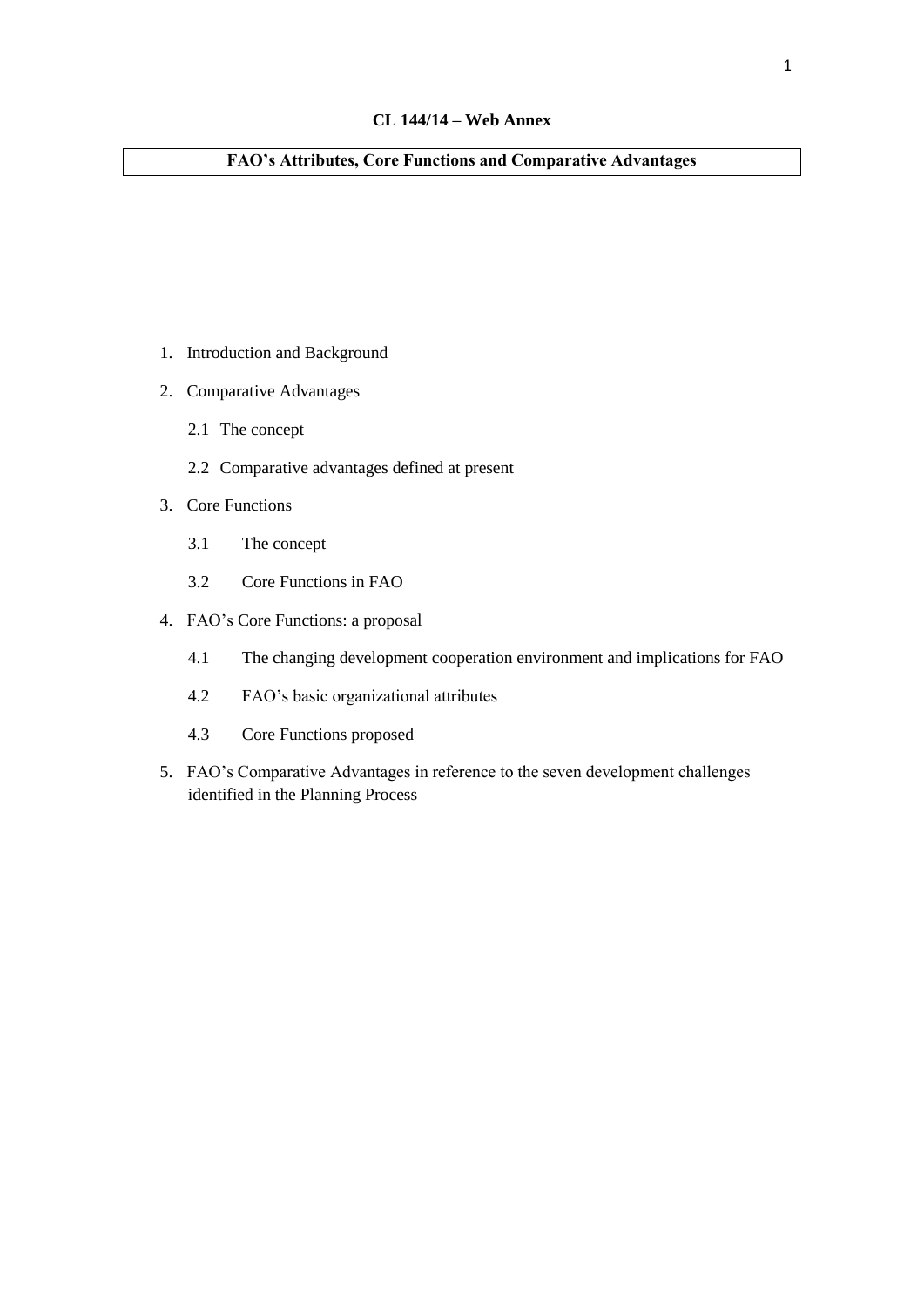**CL 144/14 – Web Annex**

# FAO's Attributes, Core Functions and Comparative Advantages

1. Introduction and Background
2. Comparative Advantages
   - 2.1 The concept
   - 2.2 Comparative advantages defined at present
3. Core Functions
   - 3.1 The concept
   - 3.2 Core Functions in FAO
4. FAO's Core Functions: a proposal
   - 4.1 The changing development cooperation environment and implications for FAO
   - 4.2 FAO's basic organizational attributes
   - 4.3 Core Functions proposed
5. FAO's Comparative Advantages in reference to the seven development challenges identified in the Planning Process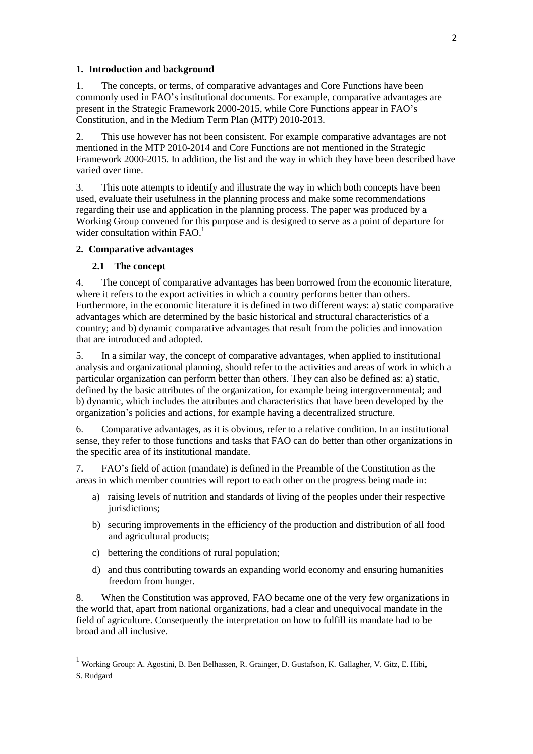## 1. Introduction and background

1. The concepts, or terms, of comparative advantages and Core Functions have been commonly used in FAO's institutional documents. For example, comparative advantages are present in the Strategic Framework 2000-2015, while Core Functions appear in FAO's Constitution, and in the Medium Term Plan (MTP) 2010-2013.

2. This use however has not been consistent. For example comparative advantages are not mentioned in the MTP 2010-2014 and Core Functions are not mentioned in the Strategic Framework 2000-2015. In addition, the list and the way in which they have been described have varied over time.

3. This note attempts to identify and illustrate the way in which both concepts have been used, evaluate their usefulness in the planning process and make some recommendations regarding their use and application in the planning process. The paper was produced by a Working Group convened for this purpose and is designed to serve as a point of departure for wider consultation within FAO.[1]

## 2. Comparative advantages

### 2.1 The concept

4. The concept of comparative advantages has been borrowed from the economic literature, where it refers to the export activities in which a country performs better than others. Furthermore, in the economic literature it is defined in two different ways: a) static comparative advantages which are determined by the basic historical and structural characteristics of a country; and b) dynamic comparative advantages that result from the policies and innovation that are introduced and adopted.

5. In a similar way, the concept of comparative advantages, when applied to institutional analysis and organizational planning, should refer to the activities and areas of work in which a particular organization can perform better than others. They can also be defined as: a) static, defined by the basic attributes of the organization, for example being intergovernmental; and b) dynamic, which includes the attributes and characteristics that have been developed by the organization's policies and actions, for example having a decentralized structure.

6. Comparative advantages, as it is obvious, refer to a relative condition. In an institutional sense, they refer to those functions and tasks that FAO can do better than other organizations in the specific area of its institutional mandate.

7. FAO's field of action (mandate) is defined in the Preamble of the Constitution as the areas in which member countries will report to each other on the progress being made in:

a) raising levels of nutrition and standards of living of the peoples under their respective jurisdictions;

b) securing improvements in the efficiency of the production and distribution of all food and agricultural products;

c) bettering the conditions of rural population;

d) and thus contributing towards an expanding world economy and ensuring humanities freedom from hunger.

8. When the Constitution was approved, FAO became one of the very few organizations in the world that, apart from national organizations, had a clear and unequivocal mandate in the field of agriculture. Consequently the interpretation on how to fulfill its mandate had to be broad and all inclusive.

---

[1] Working Group: A. Agostini, B. Ben Belhassen, R. Grainger, D. Gustafson, K. Gallagher, V. Gitz, E. Hibi, S. Rudgard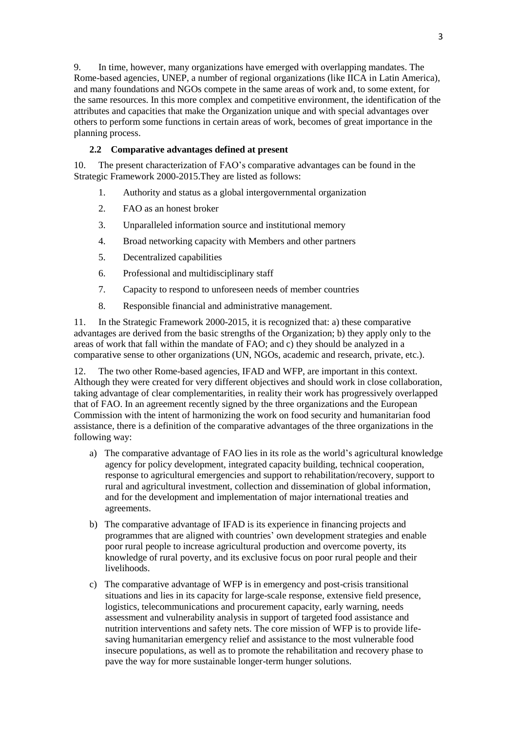9. In time, however, many organizations have emerged with overlapping mandates. The Rome-based agencies, UNEP, a number of regional organizations (like IICA in Latin America), and many foundations and NGOs compete in the same areas of work and, to some extent, for the same resources. In this more complex and competitive environment, the identification of the attributes and capacities that make the Organization unique and with special advantages over others to perform some functions in certain areas of work, becomes of great importance in the planning process.

### 2.2 Comparative advantages defined at present

10. The present characterization of FAO's comparative advantages can be found in the Strategic Framework 2000-2015.They are listed as follows:

1. Authority and status as a global intergovernmental organization
2. FAO as an honest broker
3. Unparalleled information source and institutional memory
4. Broad networking capacity with Members and other partners
5. Decentralized capabilities
6. Professional and multidisciplinary staff
7. Capacity to respond to unforeseen needs of member countries
8. Responsible financial and administrative management.

11. In the Strategic Framework 2000-2015, it is recognized that: a) these comparative advantages are derived from the basic strengths of the Organization; b) they apply only to the areas of work that fall within the mandate of FAO; and c) they should be analyzed in a comparative sense to other organizations (UN, NGOs, academic and research, private, etc.).

12. The two other Rome-based agencies, IFAD and WFP, are important in this context. Although they were created for very different objectives and should work in close collaboration, taking advantage of clear complementarities, in reality their work has progressively overlapped that of FAO. In an agreement recently signed by the three organizations and the European Commission with the intent of harmonizing the work on food security and humanitarian food assistance, there is a definition of the comparative advantages of the three organizations in the following way:

a) The comparative advantage of FAO lies in its role as the world's agricultural knowledge agency for policy development, integrated capacity building, technical cooperation, response to agricultural emergencies and support to rehabilitation/recovery, support to rural and agricultural investment, collection and dissemination of global information, and for the development and implementation of major international treaties and agreements.

b) The comparative advantage of IFAD is its experience in financing projects and programmes that are aligned with countries' own development strategies and enable poor rural people to increase agricultural production and overcome poverty, its knowledge of rural poverty, and its exclusive focus on poor rural people and their livelihoods.

c) The comparative advantage of WFP is in emergency and post-crisis transitional situations and lies in its capacity for large-scale response, extensive field presence, logistics, telecommunications and procurement capacity, early warning, needs assessment and vulnerability analysis in support of targeted food assistance and nutrition interventions and safety nets. The core mission of WFP is to provide life-saving humanitarian emergency relief and assistance to the most vulnerable food insecure populations, as well as to promote the rehabilitation and recovery phase to pave the way for more sustainable longer-term hunger solutions.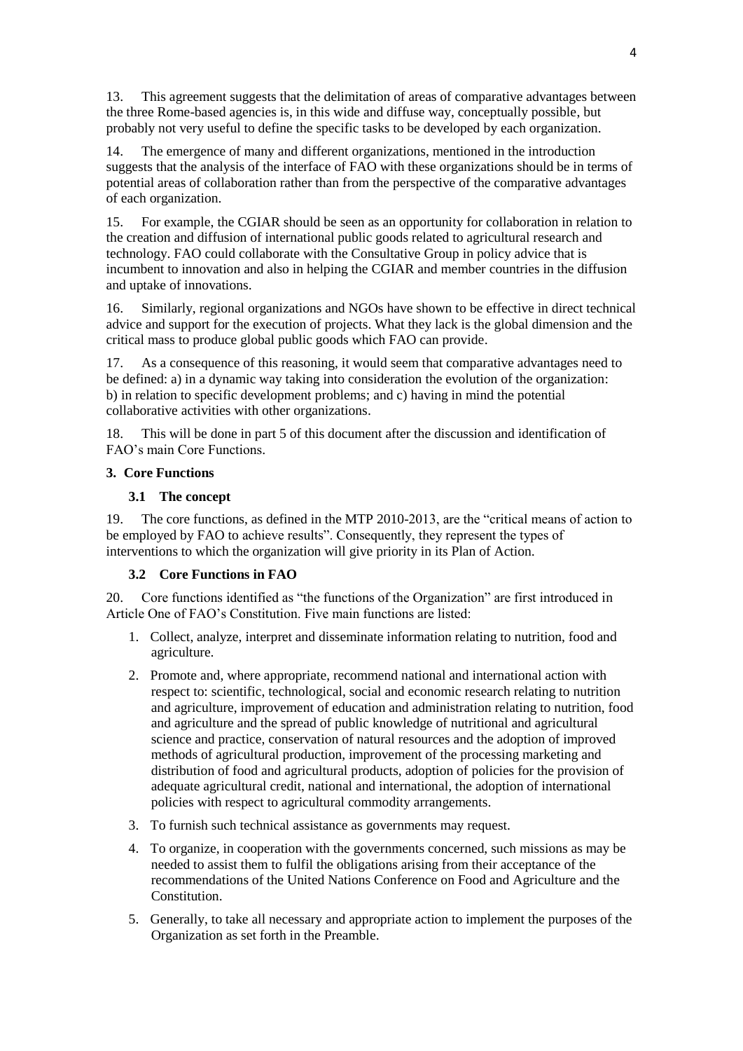13. This agreement suggests that the delimitation of areas of comparative advantages between the three Rome-based agencies is, in this wide and diffuse way, conceptually possible, but probably not very useful to define the specific tasks to be developed by each organization.

14. The emergence of many and different organizations, mentioned in the introduction suggests that the analysis of the interface of FAO with these organizations should be in terms of potential areas of collaboration rather than from the perspective of the comparative advantages of each organization.

15. For example, the CGIAR should be seen as an opportunity for collaboration in relation to the creation and diffusion of international public goods related to agricultural research and technology. FAO could collaborate with the Consultative Group in policy advice that is incumbent to innovation and also in helping the CGIAR and member countries in the diffusion and uptake of innovations.

16. Similarly, regional organizations and NGOs have shown to be effective in direct technical advice and support for the execution of projects. What they lack is the global dimension and the critical mass to produce global public goods which FAO can provide.

17. As a consequence of this reasoning, it would seem that comparative advantages need to be defined: a) in a dynamic way taking into consideration the evolution of the organization: b) in relation to specific development problems; and c) having in mind the potential collaborative activities with other organizations.

18. This will be done in part 5 of this document after the discussion and identification of FAO's main Core Functions.

## 3. Core Functions

### 3.1 The concept

19. The core functions, as defined in the MTP 2010-2013, are the "critical means of action to be employed by FAO to achieve results". Consequently, they represent the types of interventions to which the organization will give priority in its Plan of Action.

### 3.2 Core Functions in FAO

20. Core functions identified as "the functions of the Organization" are first introduced in Article One of FAO's Constitution. Five main functions are listed:

1. Collect, analyze, interpret and disseminate information relating to nutrition, food and agriculture.
2. Promote and, where appropriate, recommend national and international action with respect to: scientific, technological, social and economic research relating to nutrition and agriculture, improvement of education and administration relating to nutrition, food and agriculture and the spread of public knowledge of nutritional and agricultural science and practice, conservation of natural resources and the adoption of improved methods of agricultural production, improvement of the processing marketing and distribution of food and agricultural products, adoption of policies for the provision of adequate agricultural credit, national and international, the adoption of international policies with respect to agricultural commodity arrangements.
3. To furnish such technical assistance as governments may request.
4. To organize, in cooperation with the governments concerned, such missions as may be needed to assist them to fulfil the obligations arising from their acceptance of the recommendations of the United Nations Conference on Food and Agriculture and the Constitution.
5. Generally, to take all necessary and appropriate action to implement the purposes of the Organization as set forth in the Preamble.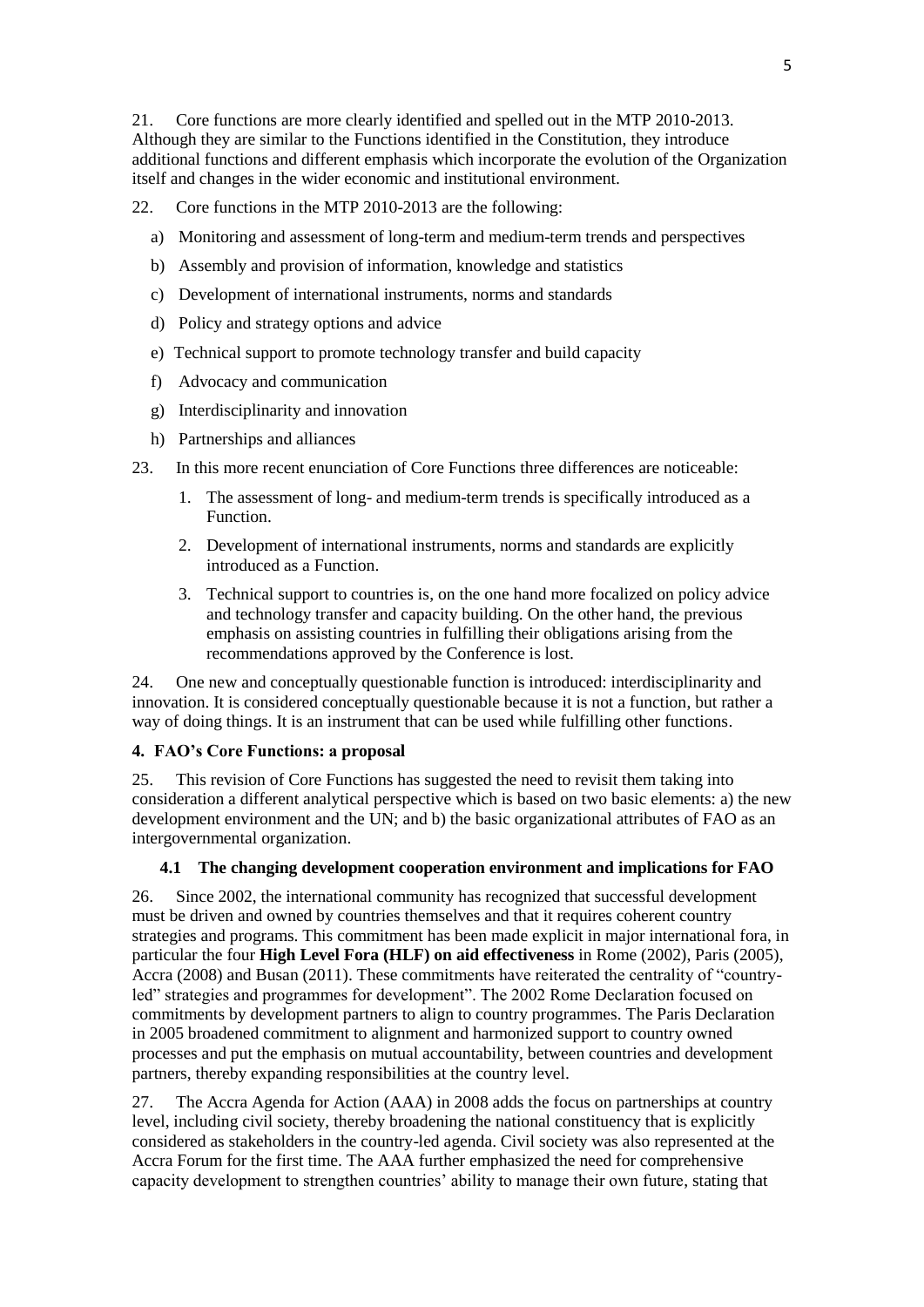21. Core functions are more clearly identified and spelled out in the MTP 2010-2013. Although they are similar to the Functions identified in the Constitution, they introduce additional functions and different emphasis which incorporate the evolution of the Organization itself and changes in the wider economic and institutional environment.

22. Core functions in the MTP 2010-2013 are the following:

a) Monitoring and assessment of long-term and medium-term trends and perspectives

b) Assembly and provision of information, knowledge and statistics

c) Development of international instruments, norms and standards

d) Policy and strategy options and advice

e) Technical support to promote technology transfer and build capacity

f) Advocacy and communication

g) Interdisciplinarity and innovation

h) Partnerships and alliances

23. In this more recent enunciation of Core Functions three differences are noticeable:

1. The assessment of long- and medium-term trends is specifically introduced as a Function.
2. Development of international instruments, norms and standards are explicitly introduced as a Function.
3. Technical support to countries is, on the one hand more focalized on policy advice and technology transfer and capacity building. On the other hand, the previous emphasis on assisting countries in fulfilling their obligations arising from the recommendations approved by the Conference is lost.

24. One new and conceptually questionable function is introduced: interdisciplinarity and innovation. It is considered conceptually questionable because it is not a function, but rather a way of doing things. It is an instrument that can be used while fulfilling other functions.

## 4. FAO's Core Functions: a proposal

25. This revision of Core Functions has suggested the need to revisit them taking into consideration a different analytical perspective which is based on two basic elements: a) the new development environment and the UN; and b) the basic organizational attributes of FAO as an intergovernmental organization.

### 4.1 The changing development cooperation environment and implications for FAO

26. Since 2002, the international community has recognized that successful development must be driven and owned by countries themselves and that it requires coherent country strategies and programs. This commitment has been made explicit in major international fora, in particular the four **High Level Fora (HLF) on aid effectiveness** in Rome (2002), Paris (2005), Accra (2008) and Busan (2011). These commitments have reiterated the centrality of "country-led" strategies and programmes for development". The 2002 Rome Declaration focused on commitments by development partners to align to country programmes. The Paris Declaration in 2005 broadened commitment to alignment and harmonized support to country owned processes and put the emphasis on mutual accountability, between countries and development partners, thereby expanding responsibilities at the country level.

27. The Accra Agenda for Action (AAA) in 2008 adds the focus on partnerships at country level, including civil society, thereby broadening the national constituency that is explicitly considered as stakeholders in the country-led agenda. Civil society was also represented at the Accra Forum for the first time. The AAA further emphasized the need for comprehensive capacity development to strengthen countries' ability to manage their own future, stating that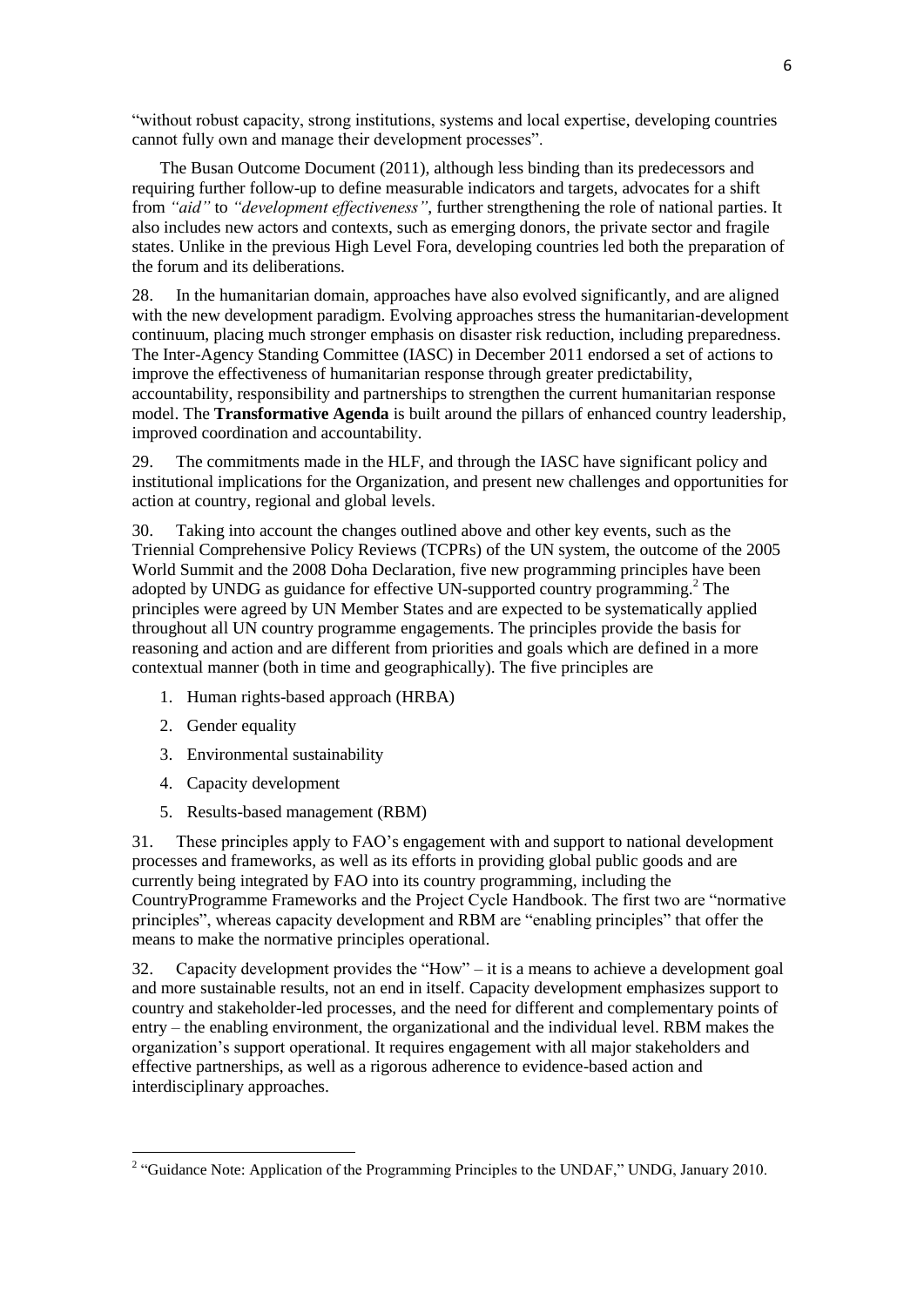"without robust capacity, strong institutions, systems and local expertise, developing countries cannot fully own and manage their development processes".

The Busan Outcome Document (2011), although less binding than its predecessors and requiring further follow-up to define measurable indicators and targets, advocates for a shift from *"aid"* to *"development effectiveness"*, further strengthening the role of national parties. It also includes new actors and contexts, such as emerging donors, the private sector and fragile states. Unlike in the previous High Level Fora, developing countries led both the preparation of the forum and its deliberations.

28. In the humanitarian domain, approaches have also evolved significantly, and are aligned with the new development paradigm. Evolving approaches stress the humanitarian-development continuum, placing much stronger emphasis on disaster risk reduction, including preparedness. The Inter-Agency Standing Committee (IASC) in December 2011 endorsed a set of actions to improve the effectiveness of humanitarian response through greater predictability, accountability, responsibility and partnerships to strengthen the current humanitarian response model. The **Transformative Agenda** is built around the pillars of enhanced country leadership, improved coordination and accountability.

29. The commitments made in the HLF, and through the IASC have significant policy and institutional implications for the Organization, and present new challenges and opportunities for action at country, regional and global levels.

30. Taking into account the changes outlined above and other key events, such as the Triennial Comprehensive Policy Reviews (TCPRs) of the UN system, the outcome of the 2005 World Summit and the 2008 Doha Declaration, five new programming principles have been adopted by UNDG as guidance for effective UN-supported country programming.[2] The principles were agreed by UN Member States and are expected to be systematically applied throughout all UN country programme engagements. The principles provide the basis for reasoning and action and are different from priorities and goals which are defined in a more contextual manner (both in time and geographically). The five principles are

1. Human rights-based approach (HRBA)
2. Gender equality
3. Environmental sustainability
4. Capacity development
5. Results-based management (RBM)

31. These principles apply to FAO's engagement with and support to national development processes and frameworks, as well as its efforts in providing global public goods and are currently being integrated by FAO into its country programming, including the CountryProgramme Frameworks and the Project Cycle Handbook. The first two are "normative principles", whereas capacity development and RBM are "enabling principles" that offer the means to make the normative principles operational.

32. Capacity development provides the "How" – it is a means to achieve a development goal and more sustainable results, not an end in itself. Capacity development emphasizes support to country and stakeholder-led processes, and the need for different and complementary points of entry – the enabling environment, the organizational and the individual level. RBM makes the organization's support operational. It requires engagement with all major stakeholders and effective partnerships, as well as a rigorous adherence to evidence-based action and interdisciplinary approaches.

[2] "Guidance Note: Application of the Programming Principles to the UNDAF," UNDG, January 2010.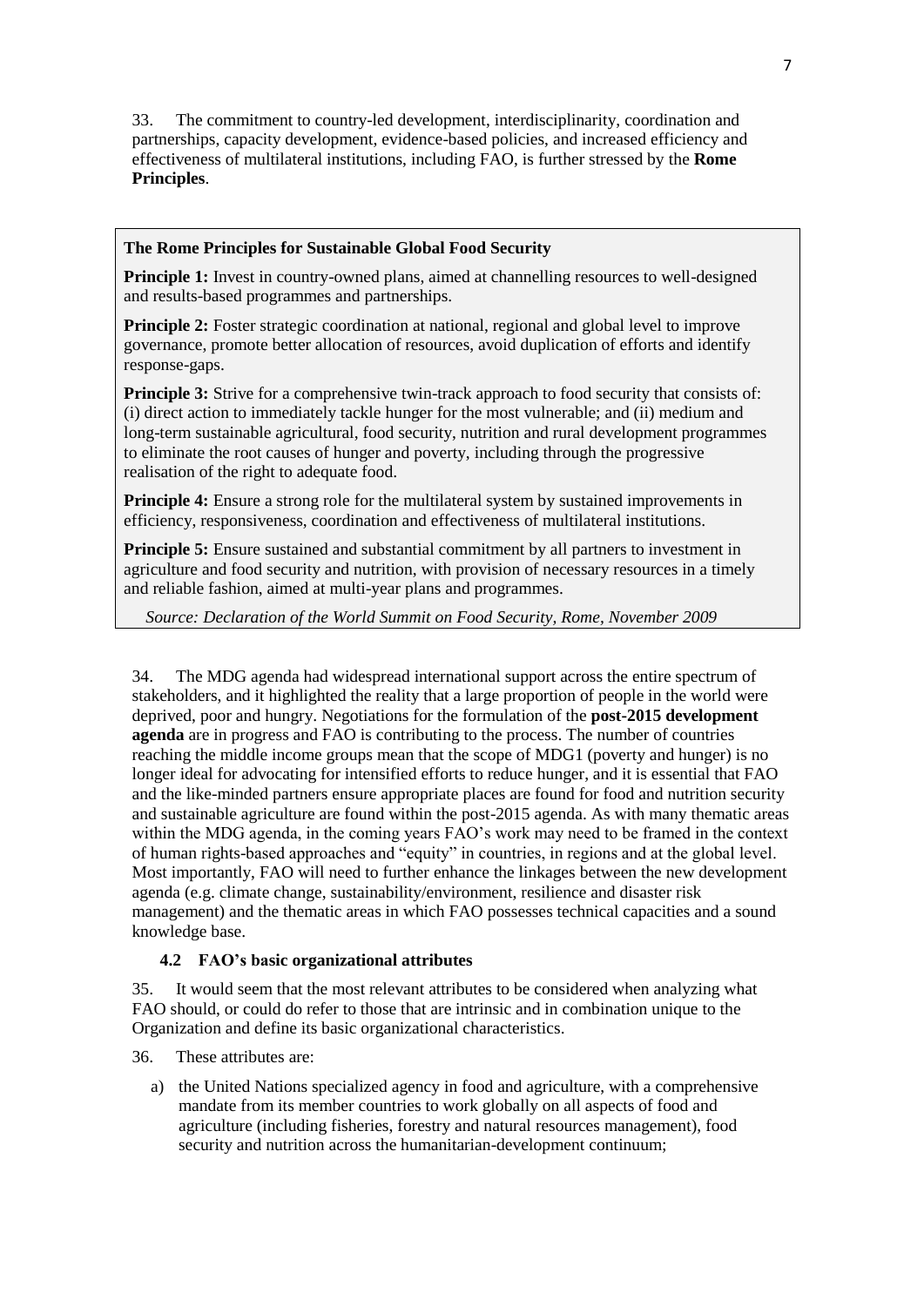33. The commitment to country-led development, interdisciplinarity, coordination and partnerships, capacity development, evidence-based policies, and increased efficiency and effectiveness of multilateral institutions, including FAO, is further stressed by the **Rome Principles**.

> **The Rome Principles for Sustainable Global Food Security**
>
> **Principle 1:** Invest in country-owned plans, aimed at channelling resources to well-designed and results-based programmes and partnerships.
>
> **Principle 2:** Foster strategic coordination at national, regional and global level to improve governance, promote better allocation of resources, avoid duplication of efforts and identify response-gaps.
>
> **Principle 3:** Strive for a comprehensive twin-track approach to food security that consists of: (i) direct action to immediately tackle hunger for the most vulnerable; and (ii) medium and long-term sustainable agricultural, food security, nutrition and rural development programmes to eliminate the root causes of hunger and poverty, including through the progressive realisation of the right to adequate food.
>
> **Principle 4:** Ensure a strong role for the multilateral system by sustained improvements in efficiency, responsiveness, coordination and effectiveness of multilateral institutions.
>
> **Principle 5:** Ensure sustained and substantial commitment by all partners to investment in agriculture and food security and nutrition, with provision of necessary resources in a timely and reliable fashion, aimed at multi-year plans and programmes.
>
> *Source: Declaration of the World Summit on Food Security, Rome, November 2009*

34. The MDG agenda had widespread international support across the entire spectrum of stakeholders, and it highlighted the reality that a large proportion of people in the world were deprived, poor and hungry. Negotiations for the formulation of the **post-2015 development agenda** are in progress and FAO is contributing to the process. The number of countries reaching the middle income groups mean that the scope of MDG1 (poverty and hunger) is no longer ideal for advocating for intensified efforts to reduce hunger, and it is essential that FAO and the like-minded partners ensure appropriate places are found for food and nutrition security and sustainable agriculture are found within the post-2015 agenda. As with many thematic areas within the MDG agenda, in the coming years FAO's work may need to be framed in the context of human rights-based approaches and "equity" in countries, in regions and at the global level. Most importantly, FAO will need to further enhance the linkages between the new development agenda (e.g. climate change, sustainability/environment, resilience and disaster risk management) and the thematic areas in which FAO possesses technical capacities and a sound knowledge base.

### 4.2 FAO's basic organizational attributes

35. It would seem that the most relevant attributes to be considered when analyzing what FAO should, or could do refer to those that are intrinsic and in combination unique to the Organization and define its basic organizational characteristics.

36. These attributes are:

a) the United Nations specialized agency in food and agriculture, with a comprehensive mandate from its member countries to work globally on all aspects of food and agriculture (including fisheries, forestry and natural resources management), food security and nutrition across the humanitarian-development continuum;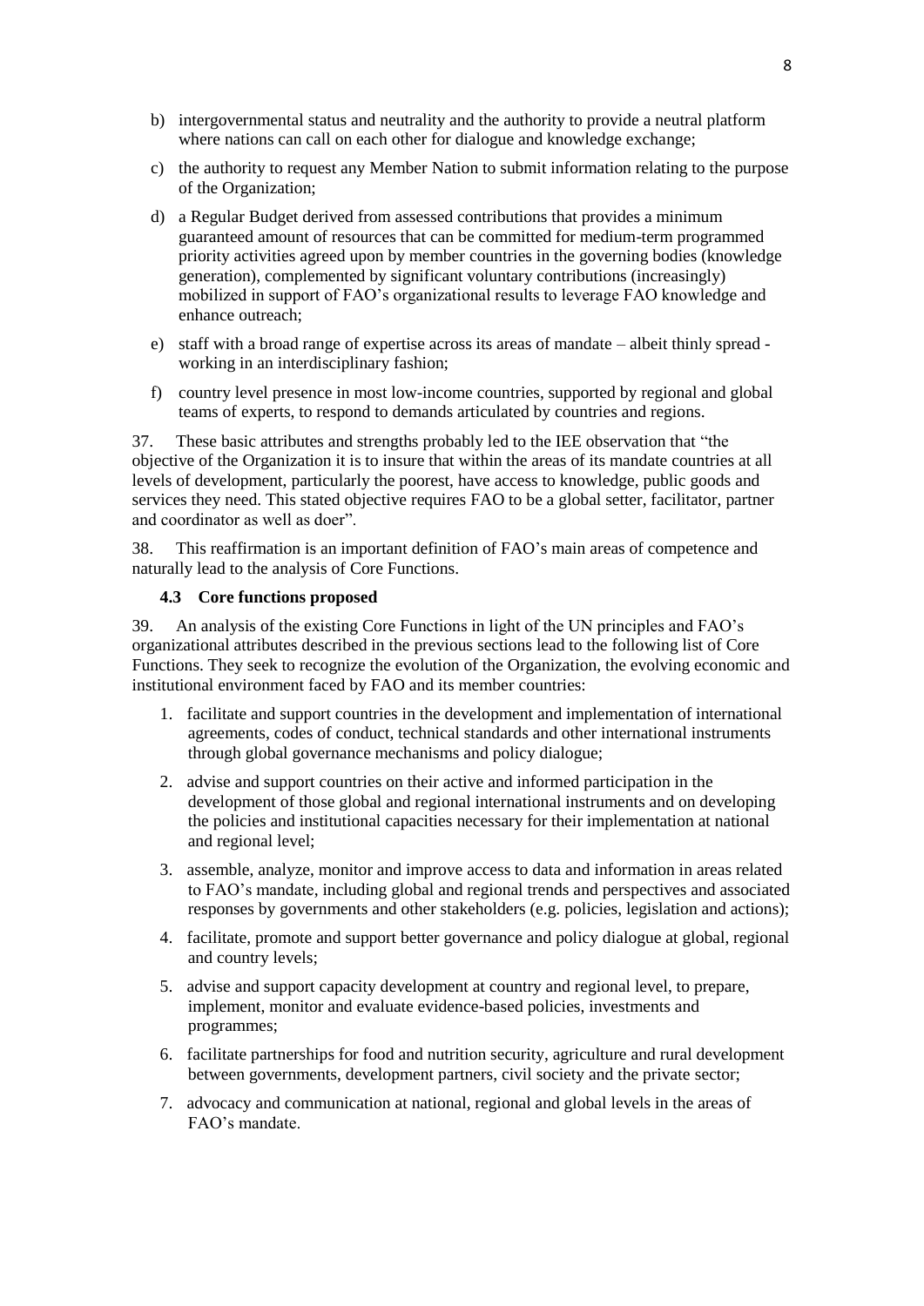b) intergovernmental status and neutrality and the authority to provide a neutral platform where nations can call on each other for dialogue and knowledge exchange;

c) the authority to request any Member Nation to submit information relating to the purpose of the Organization;

d) a Regular Budget derived from assessed contributions that provides a minimum guaranteed amount of resources that can be committed for medium-term programmed priority activities agreed upon by member countries in the governing bodies (knowledge generation), complemented by significant voluntary contributions (increasingly) mobilized in support of FAO's organizational results to leverage FAO knowledge and enhance outreach;

e) staff with a broad range of expertise across its areas of mandate – albeit thinly spread - working in an interdisciplinary fashion;

f) country level presence in most low-income countries, supported by regional and global teams of experts, to respond to demands articulated by countries and regions.

37. These basic attributes and strengths probably led to the IEE observation that "the objective of the Organization it is to insure that within the areas of its mandate countries at all levels of development, particularly the poorest, have access to knowledge, public goods and services they need. This stated objective requires FAO to be a global setter, facilitator, partner and coordinator as well as doer".

38. This reaffirmation is an important definition of FAO's main areas of competence and naturally lead to the analysis of Core Functions.

### 4.3 Core functions proposed

39. An analysis of the existing Core Functions in light of the UN principles and FAO's organizational attributes described in the previous sections lead to the following list of Core Functions. They seek to recognize the evolution of the Organization, the evolving economic and institutional environment faced by FAO and its member countries:

1. facilitate and support countries in the development and implementation of international agreements, codes of conduct, technical standards and other international instruments through global governance mechanisms and policy dialogue;
2. advise and support countries on their active and informed participation in the development of those global and regional international instruments and on developing the policies and institutional capacities necessary for their implementation at national and regional level;
3. assemble, analyze, monitor and improve access to data and information in areas related to FAO's mandate, including global and regional trends and perspectives and associated responses by governments and other stakeholders (e.g. policies, legislation and actions);
4. facilitate, promote and support better governance and policy dialogue at global, regional and country levels;
5. advise and support capacity development at country and regional level, to prepare, implement, monitor and evaluate evidence-based policies, investments and programmes;
6. facilitate partnerships for food and nutrition security, agriculture and rural development between governments, development partners, civil society and the private sector;
7. advocacy and communication at national, regional and global levels in the areas of FAO's mandate.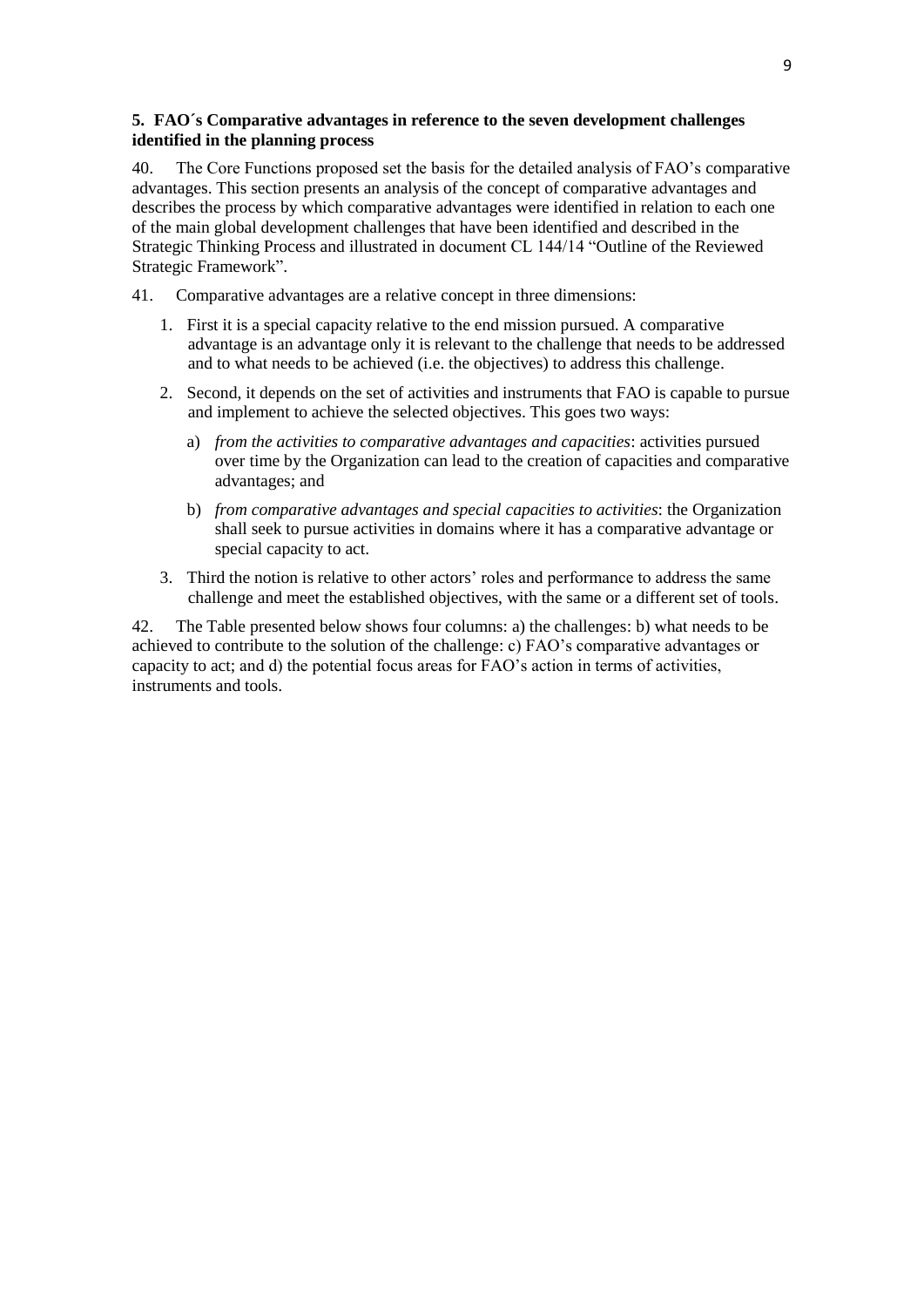### 5. FAO´s Comparative advantages in reference to the seven development challenges identified in the planning process

40. The Core Functions proposed set the basis for the detailed analysis of FAO's comparative advantages. This section presents an analysis of the concept of comparative advantages and describes the process by which comparative advantages were identified in relation to each one of the main global development challenges that have been identified and described in the Strategic Thinking Process and illustrated in document CL 144/14 "Outline of the Reviewed Strategic Framework".

41. Comparative advantages are a relative concept in three dimensions:

1. First it is a special capacity relative to the end mission pursued. A comparative advantage is an advantage only it is relevant to the challenge that needs to be addressed and to what needs to be achieved (i.e. the objectives) to address this challenge.
2. Second, it depends on the set of activities and instruments that FAO is capable to pursue and implement to achieve the selected objectives. This goes two ways:
   a) *from the activities to comparative advantages and capacities*: activities pursued over time by the Organization can lead to the creation of capacities and comparative advantages; and
   b) *from comparative advantages and special capacities to activities*: the Organization shall seek to pursue activities in domains where it has a comparative advantage or special capacity to act.
3. Third the notion is relative to other actors' roles and performance to address the same challenge and meet the established objectives, with the same or a different set of tools.

42. The Table presented below shows four columns: a) the challenges: b) what needs to be achieved to contribute to the solution of the challenge: c) FAO's comparative advantages or capacity to act; and d) the potential focus areas for FAO's action in terms of activities, instruments and tools.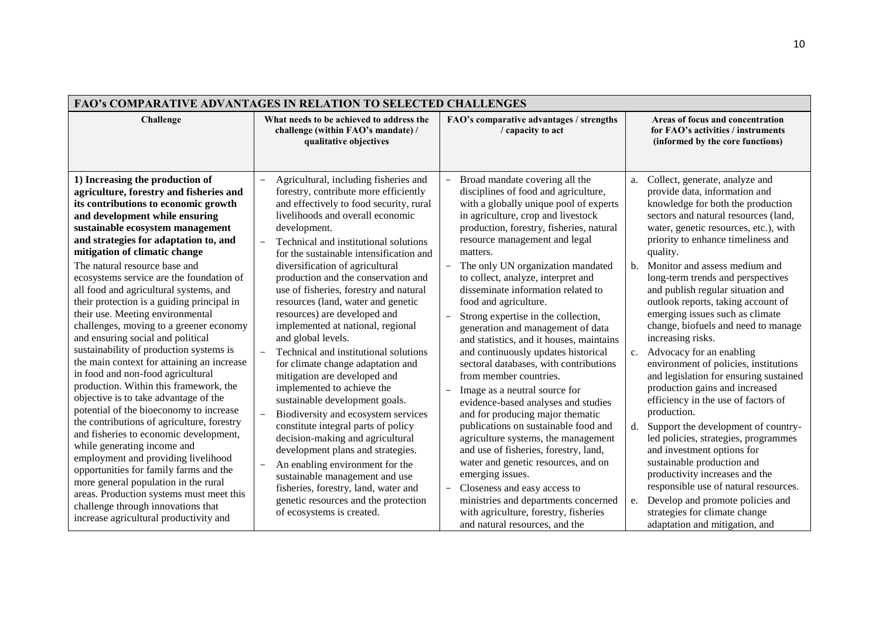| FAO's COMPARATIVE ADVANTAGES IN RELATION TO SELECTED CHALLENGES | | | |
|---|---|---|---|
| **Challenge** | **What needs to be achieved to address the challenge (within FAO's mandate) / qualitative objectives** | **FAO's comparative advantages / strengths / capacity to act** | **Areas of focus and concentration for FAO's activities / instruments (informed by the core functions)** |
| **1) Increasing the production of agriculture, forestry and fisheries and its contributions to economic growth and development while ensuring sustainable ecosystem management and strategies for adaptation to, and mitigation of climatic change**<br>The natural resource base and ecosystems service are the foundation of all food and agricultural systems, and their protection is a guiding principal in their use. Meeting environmental challenges, moving to a greener economy and ensuring social and political sustainability of production systems is the main context for attaining an increase in food and non-food agricultural production. Within this framework, the objective is to take advantage of the potential of the bioeconomy to increase the contributions of agriculture, forestry and fisheries to economic development, while generating income and employment and providing livelihood opportunities for family farms and the more general population in the rural areas. Production systems must meet this challenge through innovations that increase agricultural productivity and | − Agricultural, including fisheries and forestry, contribute more efficiently and effectively to food security, rural livelihoods and overall economic development.<br>− Technical and institutional solutions for the sustainable intensification and diversification of agricultural production and the conservation and use of fisheries, forestry and natural resources (land, water and genetic resources) are developed and implemented at national, regional and global levels.<br>− Technical and institutional solutions for climate change adaptation and mitigation are developed and implemented to achieve the sustainable development goals.<br>− Biodiversity and ecosystem services constitute integral parts of policy decision-making and agricultural development plans and strategies.<br>− An enabling environment for the sustainable management and use fisheries, forestry, land, water and genetic resources and the protection of ecosystems is created. | − Broad mandate covering all the disciplines of food and agriculture, with a globally unique pool of experts in agriculture, crop and livestock production, forestry, fisheries, natural resource management and legal matters.<br>− The only UN organization mandated to collect, analyze, interpret and disseminate information related to food and agriculture.<br>− Strong expertise in the collection, generation and management of data and statistics, and it houses, maintains and continuously updates historical sectoral databases, with contributions from member countries.<br>− Image as a neutral source for evidence-based analyses and studies and for producing major thematic publications on sustainable food and agriculture systems, the management and use of fisheries, forestry, land, water and genetic resources, and on emerging issues.<br>− Closeness and easy access to ministries and departments concerned with agriculture, forestry, fisheries and natural resources, and the | a. Collect, generate, analyze and provide data, information and knowledge for both the production sectors and natural resources (land, water, genetic resources, etc.), with priority to enhance timeliness and quality.<br>b. Monitor and assess medium and long-term trends and perspectives and publish regular situation and outlook reports, taking account of emerging issues such as climate change, biofuels and need to manage increasing risks.<br>c. Advocacy for an enabling environment of policies, institutions and legislation for ensuring sustained production gains and increased efficiency in the use of factors of production.<br>d. Support the development of country-led policies, strategies, programmes and investment options for sustainable production and productivity increases and the responsible use of natural resources.<br>e. Develop and promote policies and strategies for climate change adaptation and mitigation, and |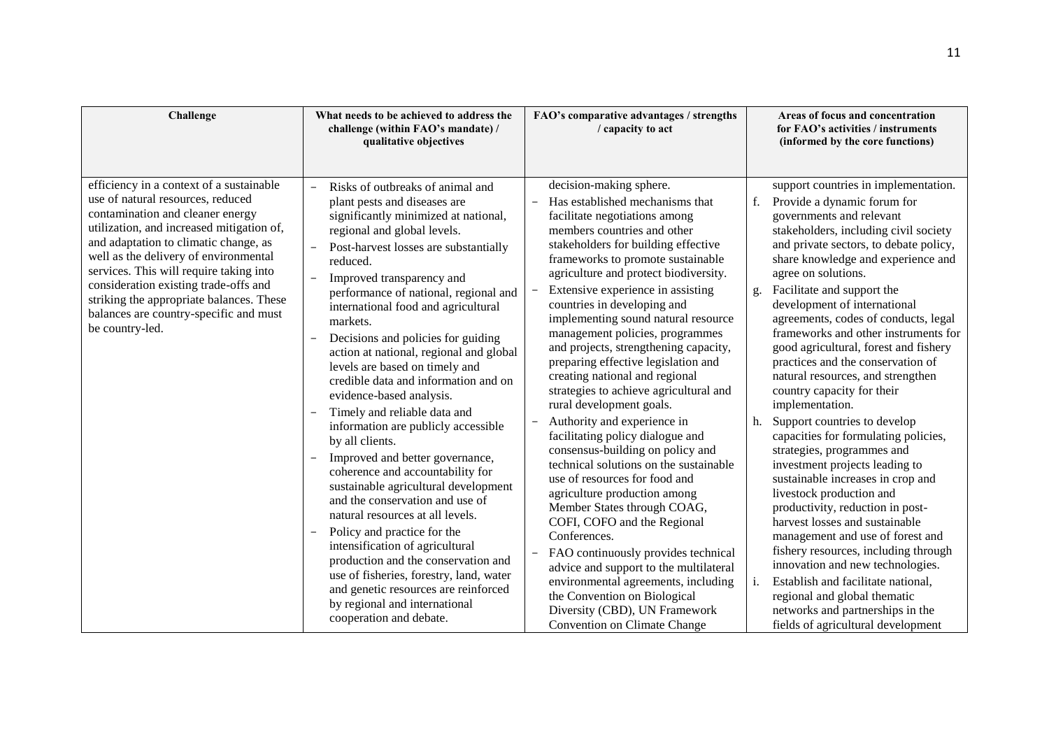| Challenge | What needs to be achieved to address the challenge (within FAO's mandate) / qualitative objectives | FAO's comparative advantages / strengths / capacity to act | Areas of focus and concentration for FAO's activities / instruments (informed by the core functions) |
|---|---|---|---|
| efficiency in a context of a sustainable use of natural resources, reduced contamination and cleaner energy utilization, and increased mitigation of, and adaptation to climatic change, as well as the delivery of environmental services. This will require taking into consideration existing trade-offs and striking the appropriate balances. These balances are country-specific and must be country-led. | – Risks of outbreaks of animal and plant pests and diseases are significantly minimized at national, regional and global levels.<br>– Post-harvest losses are substantially reduced.<br>– Improved transparency and performance of national, regional and international food and agricultural markets.<br>– Decisions and policies for guiding action at national, regional and global levels are based on timely and credible data and information and on evidence-based analysis.<br>– Timely and reliable data and information are publicly accessible by all clients.<br>– Improved and better governance, coherence and accountability for sustainable agricultural development and the conservation and use of natural resources at all levels.<br>– Policy and practice for the intensification of agricultural production and the conservation and use of fisheries, forestry, land, water and genetic resources are reinforced by regional and international cooperation and debate. | decision-making sphere.<br>– Has established mechanisms that facilitate negotiations among members countries and other stakeholders for building effective frameworks to promote sustainable agriculture and protect biodiversity.<br>– Extensive experience in assisting countries in developing and implementing sound natural resource management policies, programmes and projects, strengthening capacity, preparing effective legislation and creating national and regional strategies to achieve agricultural and rural development goals.<br>– Authority and experience in facilitating policy dialogue and consensus-building on policy and technical solutions on the sustainable use of resources for food and agriculture production among Member States through COAG, COFI, COFO and the Regional Conferences.<br>– FAO continuously provides technical advice and support to the multilateral environmental agreements, including the Convention on Biological Diversity (CBD), UN Framework Convention on Climate Change | support countries in implementation.<br>f. Provide a dynamic forum for governments and relevant stakeholders, including civil society and private sectors, to debate policy, share knowledge and experience and agree on solutions.<br>g. Facilitate and support the development of international agreements, codes of conducts, legal frameworks and other instruments for good agricultural, forest and fishery practices and the conservation of natural resources, and strengthen country capacity for their implementation.<br>h. Support countries to develop capacities for formulating policies, strategies, programmes and investment projects leading to sustainable increases in crop and livestock production and productivity, reduction in post-harvest losses and sustainable management and use of forest and fishery resources, including through innovation and new technologies.<br>i. Establish and facilitate national, regional and global thematic networks and partnerships in the fields of agricultural development |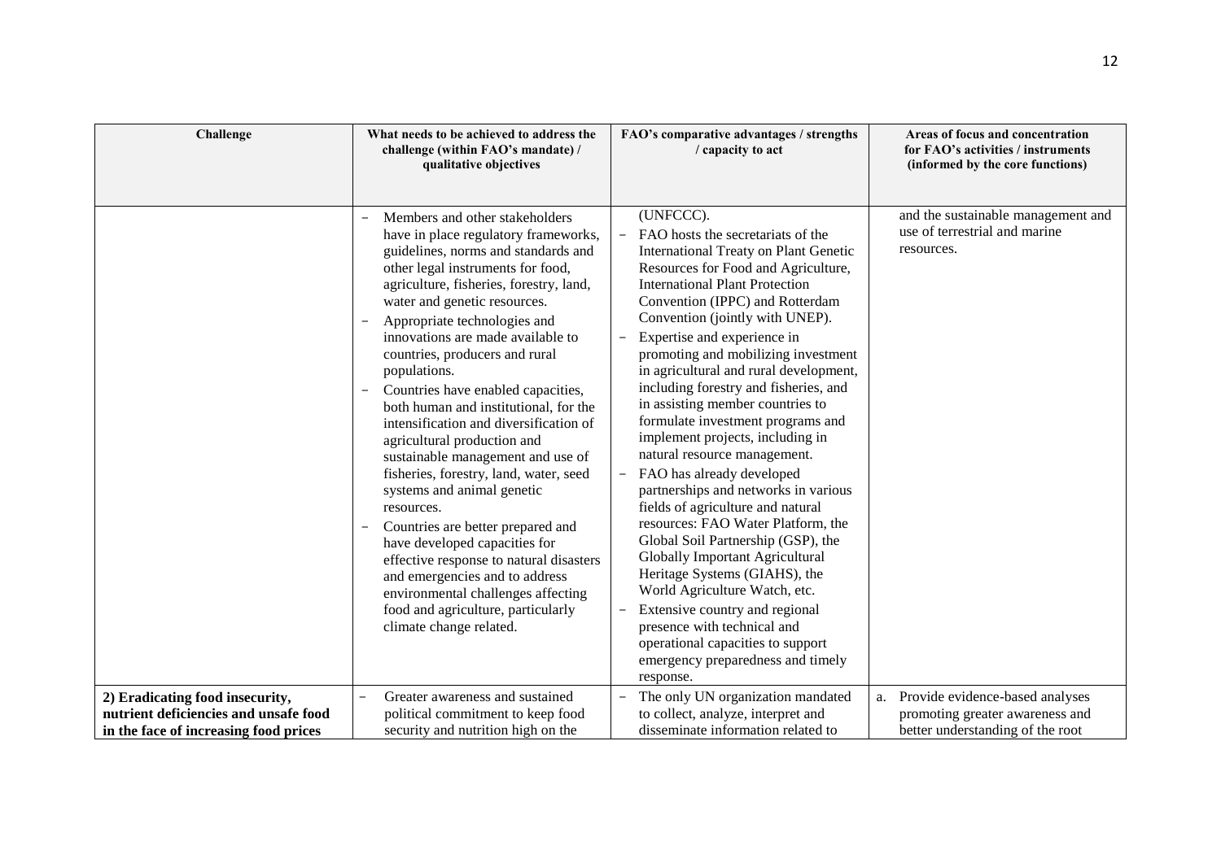| Challenge | What needs to be achieved to address the challenge (within FAO's mandate) / qualitative objectives | FAO's comparative advantages / strengths / capacity to act | Areas of focus and concentration for FAO's activities / instruments (informed by the core functions) |
|---|---|---|---|
| | – Members and other stakeholders have in place regulatory frameworks, guidelines, norms and standards and other legal instruments for food, agriculture, fisheries, forestry, land, water and genetic resources.<br>– Appropriate technologies and innovations are made available to countries, producers and rural populations.<br>– Countries have enabled capacities, both human and institutional, for the intensification and diversification of agricultural production and sustainable management and use of fisheries, forestry, land, water, seed systems and animal genetic resources.<br>– Countries are better prepared and have developed capacities for effective response to natural disasters and emergencies and to address environmental challenges affecting food and agriculture, particularly climate change related. | (UNFCCC).<br>– FAO hosts the secretariats of the International Treaty on Plant Genetic Resources for Food and Agriculture, International Plant Protection Convention (IPPC) and Rotterdam Convention (jointly with UNEP).<br>– Expertise and experience in promoting and mobilizing investment in agricultural and rural development, including forestry and fisheries, and in assisting member countries to formulate investment programs and implement projects, including in natural resource management.<br>– FAO has already developed partnerships and networks in various fields of agriculture and natural resources: FAO Water Platform, the Global Soil Partnership (GSP), the Globally Important Agricultural Heritage Systems (GIAHS), the World Agriculture Watch, etc.<br>– Extensive country and regional presence with technical and operational capacities to support emergency preparedness and timely response. | and the sustainable management and use of terrestrial and marine resources. |
| **2) Eradicating food insecurity, nutrient deficiencies and unsafe food in the face of increasing food prices** | – Greater awareness and sustained political commitment to keep food security and nutrition high on the | – The only UN organization mandated to collect, analyze, interpret and disseminate information related to | a. Provide evidence-based analyses promoting greater awareness and better understanding of the root |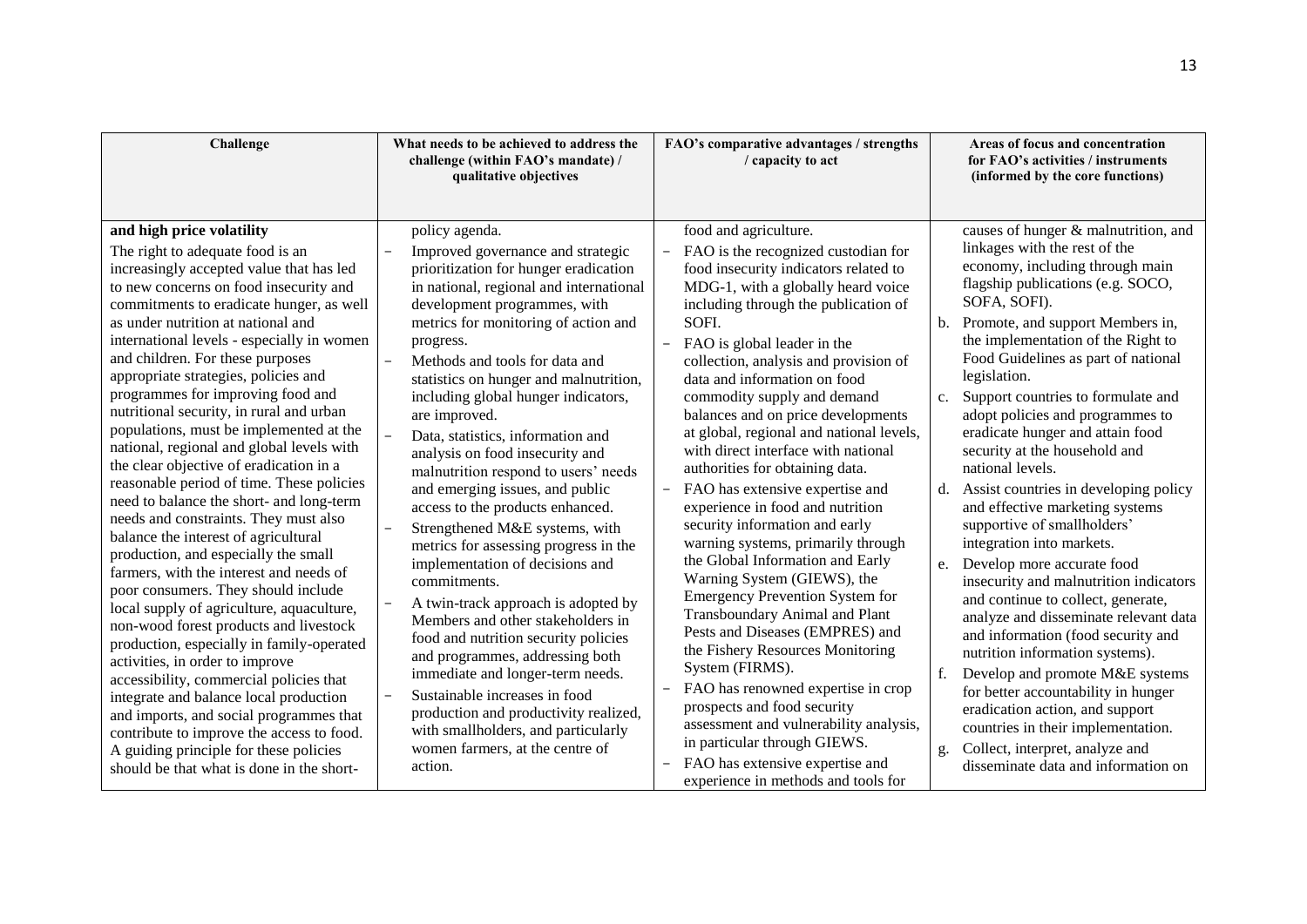| Challenge | What needs to be achieved to address the challenge (within FAO's mandate) / qualitative objectives | FAO's comparative advantages / strengths / capacity to act | Areas of focus and concentration for FAO's activities / instruments (informed by the core functions) |
|---|---|---|---|
| **and high price volatility**<br>The right to adequate food is an increasingly accepted value that has led to new concerns on food insecurity and commitments to eradicate hunger, as well as under nutrition at national and international levels - especially in women and children. For these purposes appropriate strategies, policies and programmes for improving food and nutritional security, in rural and urban populations, must be implemented at the national, regional and global levels with the clear objective of eradication in a reasonable period of time. These policies need to balance the short- and long-term needs and constraints. They must also balance the interest of agricultural production, and especially the small farmers, with the interest and needs of poor consumers. They should include local supply of agriculture, aquaculture, non-wood forest products and livestock production, especially in family-operated activities, in order to improve accessibility, commercial policies that integrate and balance local production and imports, and social programmes that contribute to improve the access to food. A guiding principle for these policies should be that what is done in the short- | policy agenda.<br>– Improved governance and strategic prioritization for hunger eradication in national, regional and international development programmes, with metrics for monitoring of action and progress.<br>– Methods and tools for data and statistics on hunger and malnutrition, including global hunger indicators, are improved.<br>– Data, statistics, information and analysis on food insecurity and malnutrition respond to users' needs and emerging issues, and public access to the products enhanced.<br>– Strengthened M&E systems, with metrics for assessing progress in the implementation of decisions and commitments.<br>– A twin-track approach is adopted by Members and other stakeholders in food and nutrition security policies and programmes, addressing both immediate and longer-term needs.<br>– Sustainable increases in food production and productivity realized, with smallholders, and particularly women farmers, at the centre of action. | food and agriculture.<br>– FAO is the recognized custodian for food insecurity indicators related to MDG-1, with a globally heard voice including through the publication of SOFI.<br>– FAO is global leader in the collection, analysis and provision of data and information on food commodity supply and demand balances and on price developments at global, regional and national levels, with direct interface with national authorities for obtaining data.<br>– FAO has extensive expertise and experience in food and nutrition security information and early warning systems, primarily through the Global Information and Early Warning System (GIEWS), the Emergency Prevention System for Transboundary Animal and Plant Pests and Diseases (EMPRES) and the Fishery Resources Monitoring System (FIRMS).<br>– FAO has renowned expertise in crop prospects and food security assessment and vulnerability analysis, in particular through GIEWS.<br>– FAO has extensive expertise and experience in methods and tools for | causes of hunger & malnutrition, and linkages with the rest of the economy, including through main flagship publications (e.g. SOCO, SOFA, SOFI).<br>b. Promote, and support Members in, the implementation of the Right to Food Guidelines as part of national legislation.<br>c. Support countries to formulate and adopt policies and programmes to eradicate hunger and attain food security at the household and national levels.<br>d. Assist countries in developing policy and effective marketing systems supportive of smallholders' integration into markets.<br>e. Develop more accurate food insecurity and malnutrition indicators and continue to collect, generate, analyze and disseminate relevant data and information (food security and nutrition information systems).<br>f. Develop and promote M&E systems for better accountability in hunger eradication action, and support countries in their implementation.<br>g. Collect, interpret, analyze and disseminate data and information on |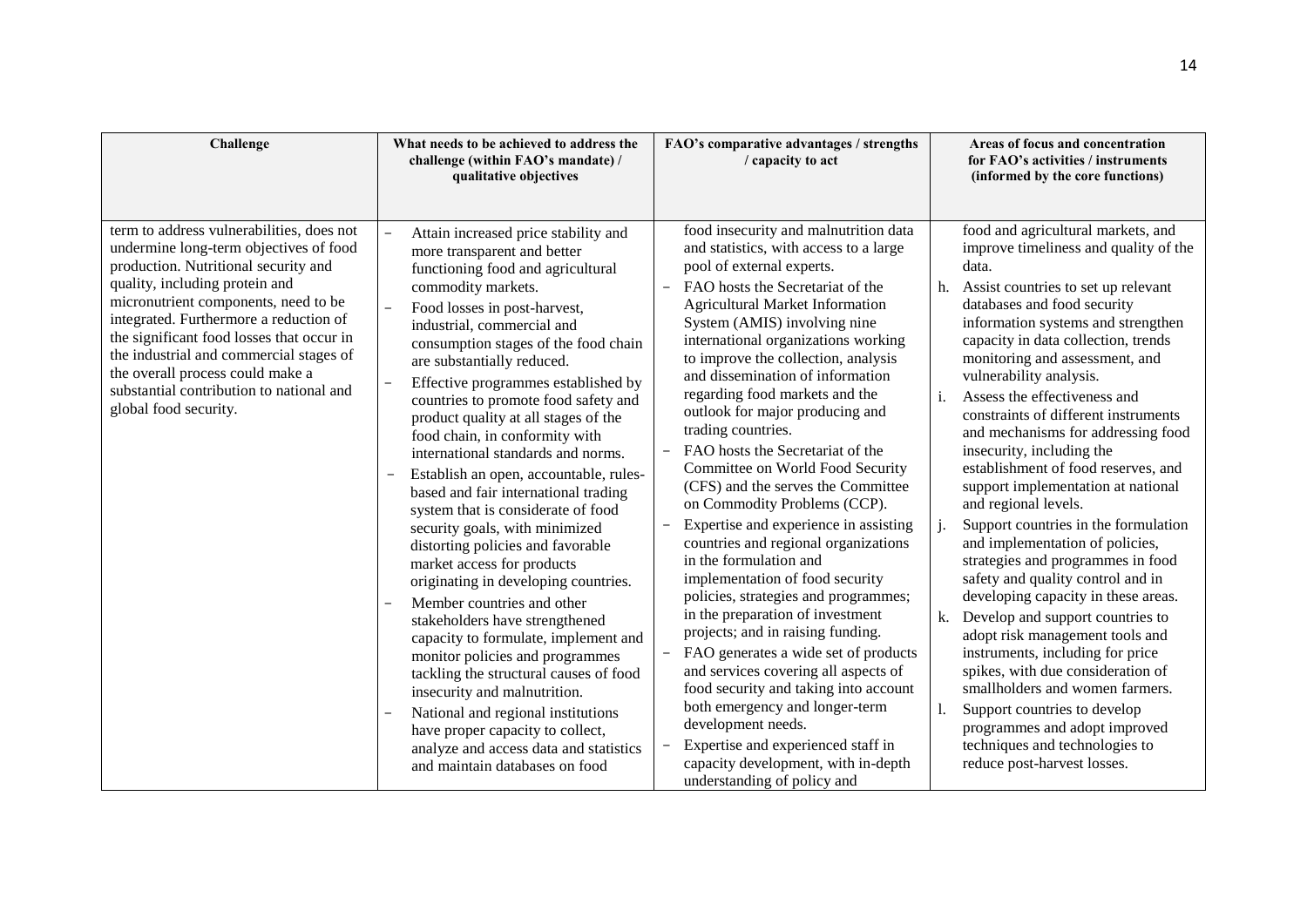| Challenge | What needs to be achieved to address the challenge (within FAO's mandate) / qualitative objectives | FAO's comparative advantages / strengths / capacity to act | Areas of focus and concentration for FAO's activities / instruments (informed by the core functions) |
|---|---|---|---|
| term to address vulnerabilities, does not undermine long-term objectives of food production. Nutritional security and quality, including protein and micronutrient components, need to be integrated. Furthermore a reduction of the significant food losses that occur in the industrial and commercial stages of the overall process could make a substantial contribution to national and global food security. | – Attain increased price stability and more transparent and better functioning food and agricultural commodity markets.<br>– Food losses in post-harvest, industrial, commercial and consumption stages of the food chain are substantially reduced.<br>– Effective programmes established by countries to promote food safety and product quality at all stages of the food chain, in conformity with international standards and norms.<br>– Establish an open, accountable, rules-based and fair international trading system that is considerate of food security goals, with minimized distorting policies and favorable market access for products originating in developing countries.<br>– Member countries and other stakeholders have strengthened capacity to formulate, implement and monitor policies and programmes tackling the structural causes of food insecurity and malnutrition.<br>– National and regional institutions have proper capacity to collect, analyze and access data and statistics and maintain databases on food | food insecurity and malnutrition data and statistics, with access to a large pool of external experts.<br>– FAO hosts the Secretariat of the Agricultural Market Information System (AMIS) involving nine international organizations working to improve the collection, analysis and dissemination of information regarding food markets and the outlook for major producing and trading countries.<br>– FAO hosts the Secretariat of the Committee on World Food Security (CFS) and the serves the Committee on Commodity Problems (CCP).<br>– Expertise and experience in assisting countries and regional organizations in the formulation and implementation of food security policies, strategies and programmes; in the preparation of investment projects; and in raising funding.<br>– FAO generates a wide set of products and services covering all aspects of food security and taking into account both emergency and longer-term development needs.<br>– Expertise and experienced staff in capacity development, with in-depth understanding of policy and | food and agricultural markets, and improve timeliness and quality of the data.<br>h. Assist countries to set up relevant databases and food security information systems and strengthen capacity in data collection, trends monitoring and assessment, and vulnerability analysis.<br>i. Assess the effectiveness and constraints of different instruments and mechanisms for addressing food insecurity, including the establishment of food reserves, and support implementation at national and regional levels.<br>j. Support countries in the formulation and implementation of policies, strategies and programmes in food safety and quality control and in developing capacity in these areas.<br>k. Develop and support countries to adopt risk management tools and instruments, including for price spikes, with due consideration of smallholders and women farmers.<br>l. Support countries to develop programmes and adopt improved techniques and technologies to reduce post-harvest losses. |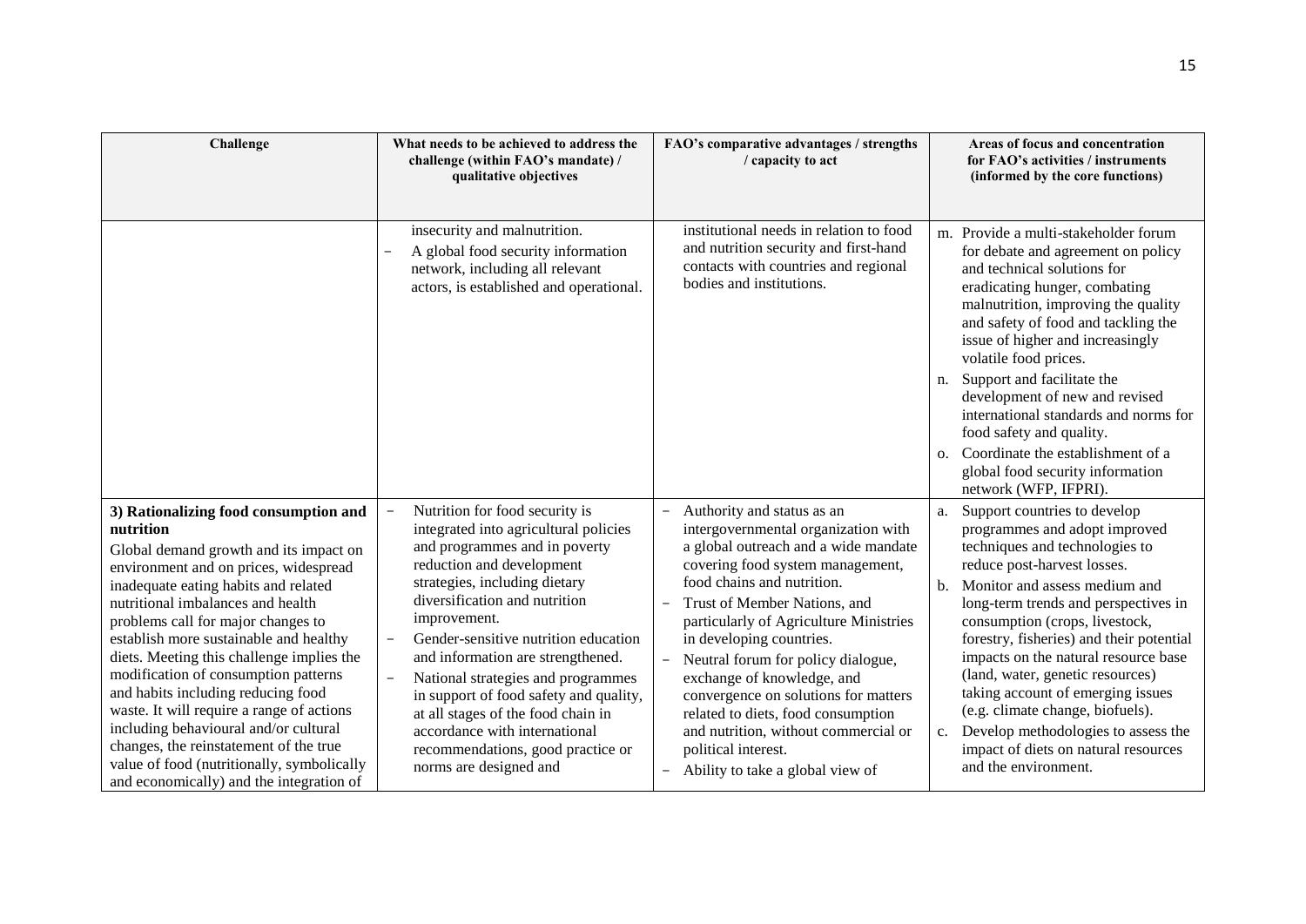| Challenge | What needs to be achieved to address the challenge (within FAO's mandate) / qualitative objectives | FAO's comparative advantages / strengths / capacity to act | Areas of focus and concentration for FAO's activities / instruments (informed by the core functions) |
|---|---|---|---|
| | insecurity and malnutrition.<br>– A global food security information network, including all relevant actors, is established and operational. | institutional needs in relation to food and nutrition security and first-hand contacts with countries and regional bodies and institutions. | m. Provide a multi-stakeholder forum for debate and agreement on policy and technical solutions for eradicating hunger, combating malnutrition, improving the quality and safety of food and tackling the issue of higher and increasingly volatile food prices.<br>n. Support and facilitate the development of new and revised international standards and norms for food safety and quality.<br>o. Coordinate the establishment of a global food security information network (WFP, IFPRI). |
| **3) Rationalizing food consumption and nutrition**<br>Global demand growth and its impact on environment and on prices, widespread inadequate eating habits and related nutritional imbalances and health problems call for major changes to establish more sustainable and healthy diets. Meeting this challenge implies the modification of consumption patterns and habits including reducing food waste. It will require a range of actions including behavioural and/or cultural changes, the reinstatement of the true value of food (nutritionally, symbolically and economically) and the integration of | – Nutrition for food security is integrated into agricultural policies and programmes and in poverty reduction and development strategies, including dietary diversification and nutrition improvement.<br>– Gender-sensitive nutrition education and information are strengthened.<br>– National strategies and programmes in support of food safety and quality, at all stages of the food chain in accordance with international recommendations, good practice or norms are designed and | – Authority and status as an intergovernmental organization with a global outreach and a wide mandate covering food system management, food chains and nutrition.<br>– Trust of Member Nations, and particularly of Agriculture Ministries in developing countries.<br>– Neutral forum for policy dialogue, exchange of knowledge, and convergence on solutions for matters related to diets, food consumption and nutrition, without commercial or political interest.<br>– Ability to take a global view of | a. Support countries to develop programmes and adopt improved techniques and technologies to reduce post-harvest losses.<br>b. Monitor and assess medium and long-term trends and perspectives in consumption (crops, livestock, forestry, fisheries) and their potential impacts on the natural resource base (land, water, genetic resources) taking account of emerging issues (e.g. climate change, biofuels).<br>c. Develop methodologies to assess the impact of diets on natural resources and the environment. |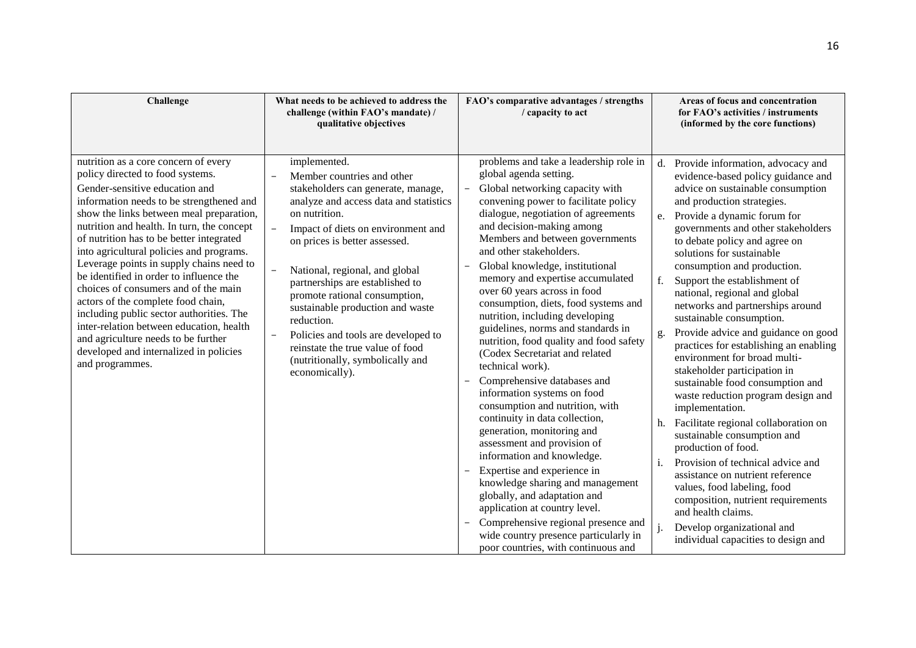| Challenge | What needs to be achieved to address the challenge (within FAO's mandate) / qualitative objectives | FAO's comparative advantages / strengths / capacity to act | Areas of focus and concentration for FAO's activities / instruments (informed by the core functions) |
|---|---|---|---|
| nutrition as a core concern of every policy directed to food systems.<br>Gender-sensitive education and information needs to be strengthened and show the links between meal preparation, nutrition and health. In turn, the concept of nutrition has to be better integrated into agricultural policies and programs. Leverage points in supply chains need to be identified in order to influence the choices of consumers and of the main actors of the complete food chain, including public sector authorities. The inter-relation between education, health and agriculture needs to be further developed and internalized in policies and programmes. | implemented.<br>– Member countries and other stakeholders can generate, manage, analyze and access data and statistics on nutrition.<br>– Impact of diets on environment and on prices is better assessed.<br>– National, regional, and global partnerships are established to promote rational consumption, sustainable production and waste reduction.<br>– Policies and tools are developed to reinstate the true value of food (nutritionally, symbolically and economically). | problems and take a leadership role in global agenda setting.<br>– Global networking capacity with convening power to facilitate policy dialogue, negotiation of agreements and decision-making among Members and between governments and other stakeholders.<br>– Global knowledge, institutional memory and expertise accumulated over 60 years across in food consumption, diets, food systems and nutrition, including developing guidelines, norms and standards in nutrition, food quality and food safety (Codex Secretariat and related technical work).<br>– Comprehensive databases and information systems on food consumption and nutrition, with continuity in data collection, generation, monitoring and assessment and provision of information and knowledge.<br>– Expertise and experience in knowledge sharing and management globally, and adaptation and application at country level.<br>– Comprehensive regional presence and wide country presence particularly in poor countries, with continuous and | d. Provide information, advocacy and evidence-based policy guidance and advice on sustainable consumption and production strategies.<br>e. Provide a dynamic forum for governments and other stakeholders to debate policy and agree on solutions for sustainable consumption and production.<br>f. Support the establishment of national, regional and global networks and partnerships around sustainable consumption.<br>g. Provide advice and guidance on good practices for establishing an enabling environment for broad multi-stakeholder participation in sustainable food consumption and waste reduction program design and implementation.<br>h. Facilitate regional collaboration on sustainable consumption and production of food.<br>i. Provision of technical advice and assistance on nutrient reference values, food labeling, food composition, nutrient requirements and health claims.<br>j. Develop organizational and individual capacities to design and |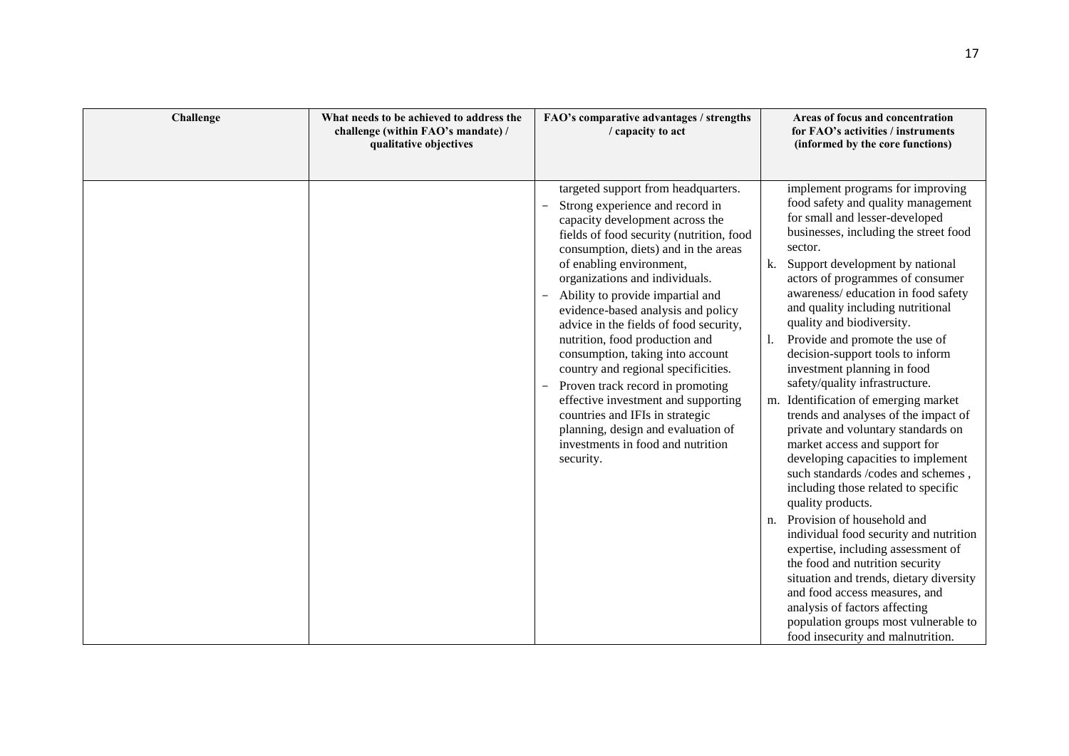| Challenge | What needs to be achieved to address the challenge (within FAO's mandate) / qualitative objectives | FAO's comparative advantages / strengths / capacity to act | Areas of focus and concentration for FAO's activities / instruments (informed by the core functions) |
|---|---|---|---|
| | | targeted support from headquarters.<br>- Strong experience and record in capacity development across the fields of food security (nutrition, food consumption, diets) and in the areas of enabling environment, organizations and individuals.<br>- Ability to provide impartial and evidence-based analysis and policy advice in the fields of food security, nutrition, food production and consumption, taking into account country and regional specificities.<br>- Proven track record in promoting effective investment and supporting countries and IFIs in strategic planning, design and evaluation of investments in food and nutrition security. | implement programs for improving food safety and quality management for small and lesser-developed businesses, including the street food sector.<br>k. Support development by national actors of programmes of consumer awareness/ education in food safety and quality including nutritional quality and biodiversity.<br>l. Provide and promote the use of decision-support tools to inform investment planning in food safety/quality infrastructure.<br>m. Identification of emerging market trends and analyses of the impact of private and voluntary standards on market access and support for developing capacities to implement such standards /codes and schemes , including those related to specific quality products.<br>n. Provision of household and individual food security and nutrition expertise, including assessment of the food and nutrition security situation and trends, dietary diversity and food access measures, and analysis of factors affecting population groups most vulnerable to food insecurity and malnutrition. |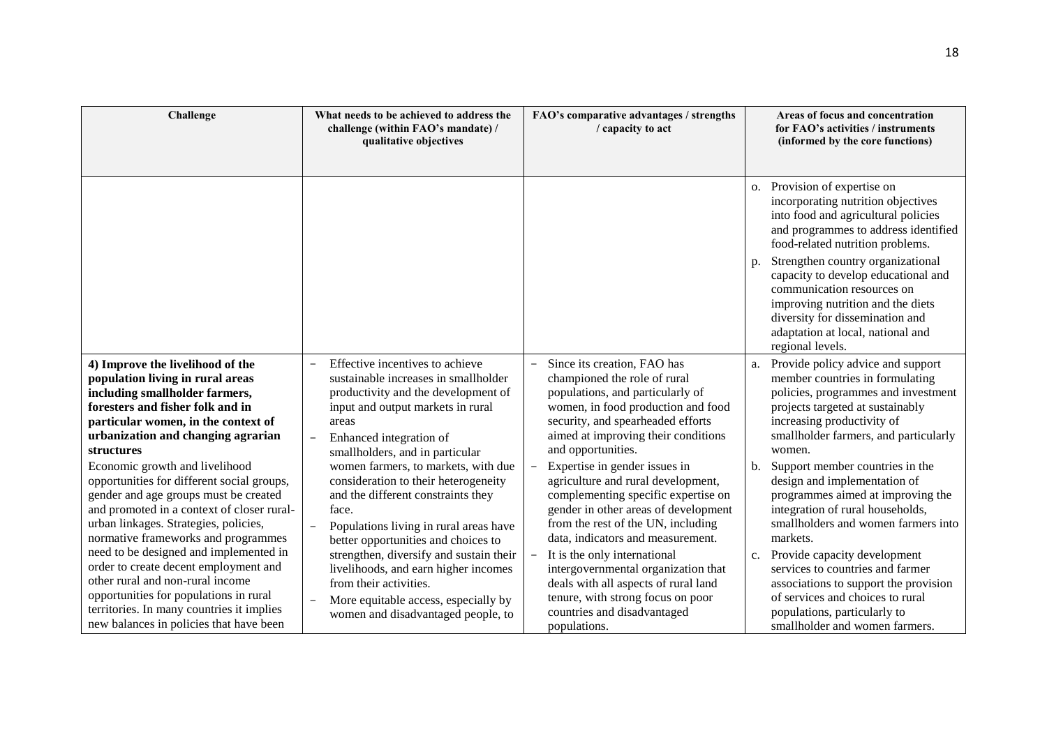| Challenge | What needs to be achieved to address the challenge (within FAO's mandate) / qualitative objectives | FAO's comparative advantages / strengths / capacity to act | Areas of focus and concentration for FAO's activities / instruments (informed by the core functions) |
|---|---|---|---|
| | | | o. Provision of expertise on incorporating nutrition objectives into food and agricultural policies and programmes to address identified food-related nutrition problems.<br>p. Strengthen country organizational capacity to develop educational and communication resources on improving nutrition and the diets diversity for dissemination and adaptation at local, national and regional levels. |
| **4) Improve the livelihood of the population living in rural areas including smallholder farmers, foresters and fisher folk and in particular women, in the context of urbanization and changing agrarian structures**<br>Economic growth and livelihood opportunities for different social groups, gender and age groups must be created and promoted in a context of closer rural-urban linkages. Strategies, policies, normative frameworks and programmes need to be designed and implemented in order to create decent employment and other rural and non-rural income opportunities for populations in rural territories. In many countries it implies new balances in policies that have been | – Effective incentives to achieve sustainable increases in smallholder productivity and the development of input and output markets in rural areas<br>– Enhanced integration of smallholders, and in particular women farmers, to markets, with due consideration to their heterogeneity and the different constraints they face.<br>– Populations living in rural areas have better opportunities and choices to strengthen, diversify and sustain their livelihoods, and earn higher incomes from their activities.<br>– More equitable access, especially by women and disadvantaged people, to | – Since its creation, FAO has championed the role of rural populations, and particularly of women, in food production and food security, and spearheaded efforts aimed at improving their conditions and opportunities.<br>– Expertise in gender issues in agriculture and rural development, complementing specific expertise on gender in other areas of development from the rest of the UN, including data, indicators and measurement.<br>– It is the only international intergovernmental organization that deals with all aspects of rural land tenure, with strong focus on poor countries and disadvantaged populations. | a. Provide policy advice and support member countries in formulating policies, programmes and investment projects targeted at sustainably increasing productivity of smallholder farmers, and particularly women.<br>b. Support member countries in the design and implementation of programmes aimed at improving the integration of rural households, smallholders and women farmers into markets.<br>c. Provide capacity development services to countries and farmer associations to support the provision of services and choices to rural populations, particularly to smallholder and women farmers. |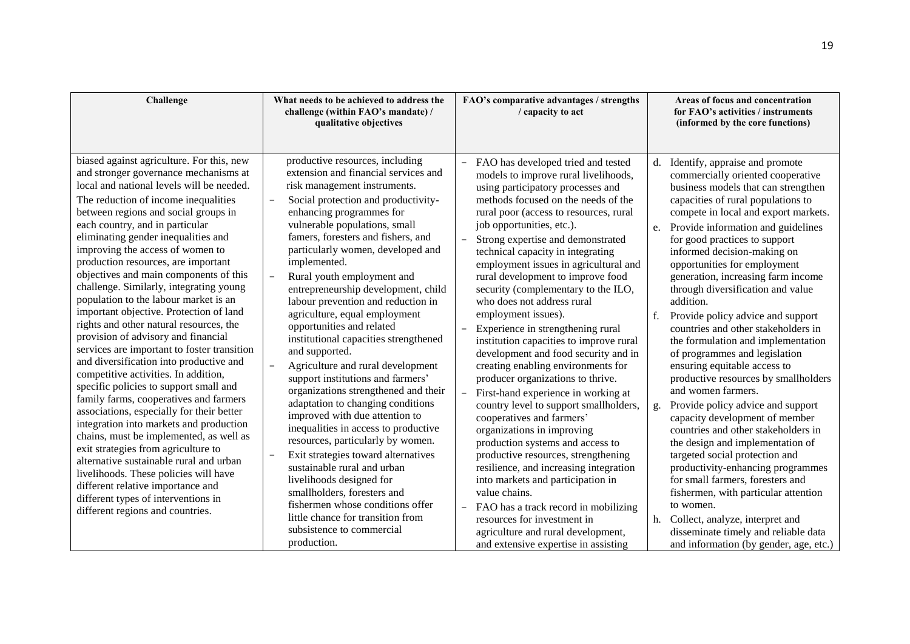| Challenge | What needs to be achieved to address the challenge (within FAO's mandate) / qualitative objectives | FAO's comparative advantages / strengths / capacity to act | Areas of focus and concentration for FAO's activities / instruments (informed by the core functions) |
|---|---|---|---|
| biased against agriculture. For this, new and stronger governance mechanisms at local and national levels will be needed.<br>The reduction of income inequalities between regions and social groups in each country, and in particular eliminating gender inequalities and improving the access of women to production resources, are important objectives and main components of this challenge. Similarly, integrating young population to the labour market is an important objective. Protection of land rights and other natural resources, the provision of advisory and financial services are important to foster transition and diversification into productive and competitive activities. In addition, specific policies to support small and family farms, cooperatives and farmers associations, especially for their better integration into markets and production chains, must be implemented, as well as exit strategies from agriculture to alternative sustainable rural and urban livelihoods. These policies will have different relative importance and different types of interventions in different regions and countries. | productive resources, including extension and financial services and risk management instruments.<br>– Social protection and productivity-enhancing programmes for vulnerable populations, small famers, foresters and fishers, and particularly women, developed and implemented.<br>– Rural youth employment and entrepreneurship development, child labour prevention and reduction in agriculture, equal employment opportunities and related institutional capacities strengthened and supported.<br>– Agriculture and rural development support institutions and farmers' organizations strengthened and their adaptation to changing conditions improved with due attention to inequalities in access to productive resources, particularly by women.<br>– Exit strategies toward alternatives sustainable rural and urban livelihoods designed for smallholders, foresters and fishermen whose conditions offer little chance for transition from subsistence to commercial production. | – FAO has developed tried and tested models to improve rural livelihoods, using participatory processes and methods focused on the needs of the rural poor (access to resources, rural job opportunities, etc.).<br>– Strong expertise and demonstrated technical capacity in integrating employment issues in agricultural and rural development to improve food security (complementary to the ILO, who does not address rural employment issues).<br>– Experience in strengthening rural institution capacities to improve rural development and food security and in creating enabling environments for producer organizations to thrive.<br>– First-hand experience in working at country level to support smallholders, cooperatives and farmers' organizations in improving production systems and access to productive resources, strengthening resilience, and increasing integration into markets and participation in value chains.<br>– FAO has a track record in mobilizing resources for investment in agriculture and rural development, and extensive expertise in assisting | d. Identify, appraise and promote commercially oriented cooperative business models that can strengthen capacities of rural populations to compete in local and export markets.<br>e. Provide information and guidelines for good practices to support informed decision-making on opportunities for employment generation, increasing farm income through diversification and value addition.<br>f. Provide policy advice and support countries and other stakeholders in the formulation and implementation of programmes and legislation ensuring equitable access to productive resources by smallholders and women farmers.<br>g. Provide policy advice and support capacity development of member countries and other stakeholders in the design and implementation of targeted social protection and productivity-enhancing programmes for small farmers, foresters and fishermen, with particular attention to women.<br>h. Collect, analyze, interpret and disseminate timely and reliable data and information (by gender, age, etc.) |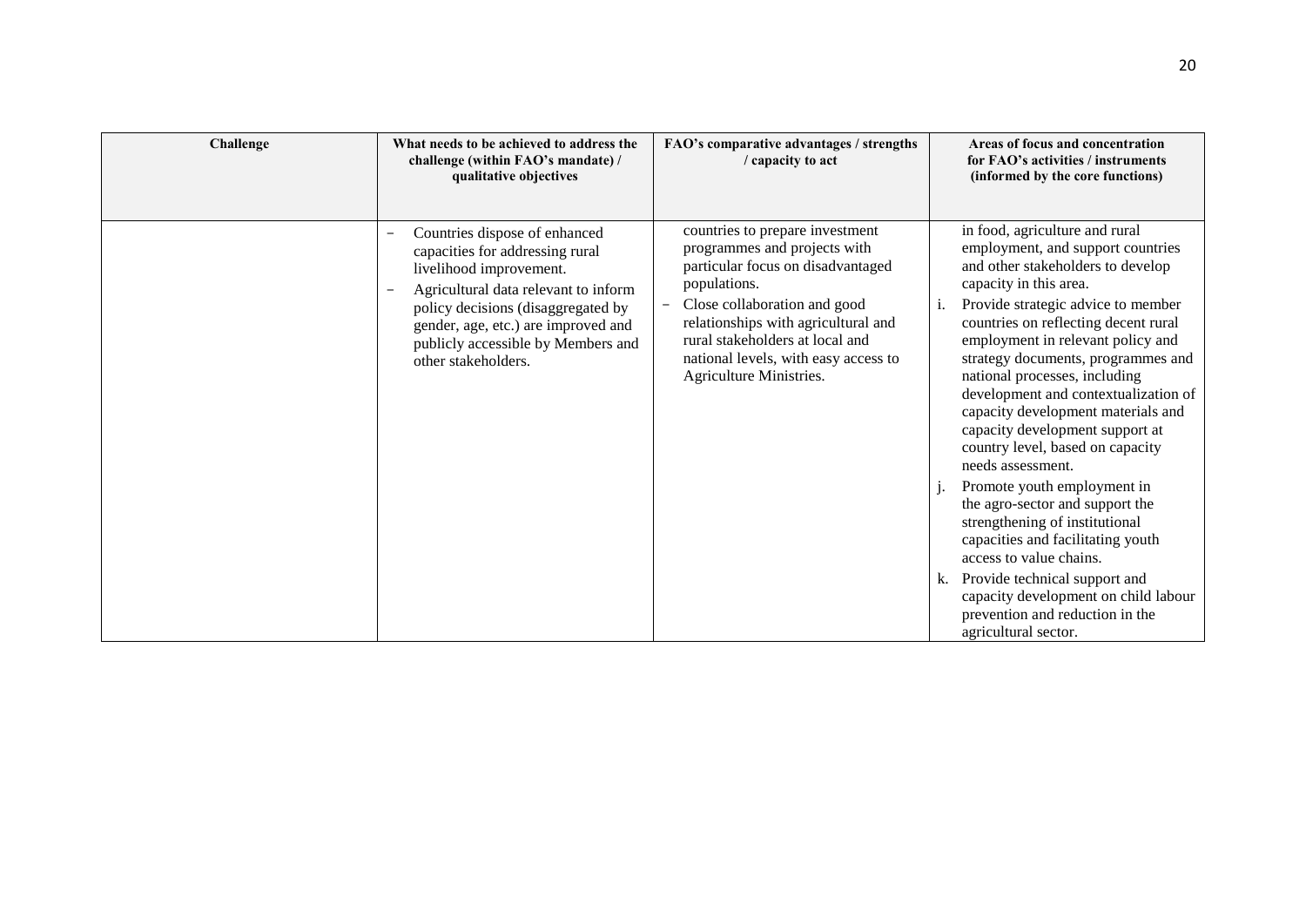| Challenge | What needs to be achieved to address the challenge (within FAO's mandate) / qualitative objectives | FAO's comparative advantages / strengths / capacity to act | Areas of focus and concentration for FAO's activities / instruments (informed by the core functions) |
|---|---|---|---|
| | − Countries dispose of enhanced capacities for addressing rural livelihood improvement.<br>− Agricultural data relevant to inform policy decisions (disaggregated by gender, age, etc.) are improved and publicly accessible by Members and other stakeholders. | countries to prepare investment programmes and projects with particular focus on disadvantaged populations.<br>− Close collaboration and good relationships with agricultural and rural stakeholders at local and national levels, with easy access to Agriculture Ministries. | in food, agriculture and rural employment, and support countries and other stakeholders to develop capacity in this area.<br>i. Provide strategic advice to member countries on reflecting decent rural employment in relevant policy and strategy documents, programmes and national processes, including development and contextualization of capacity development materials and capacity development support at country level, based on capacity needs assessment.<br>j. Promote youth employment in the agro-sector and support the strengthening of institutional capacities and facilitating youth access to value chains.<br>k. Provide technical support and capacity development on child labour prevention and reduction in the agricultural sector. |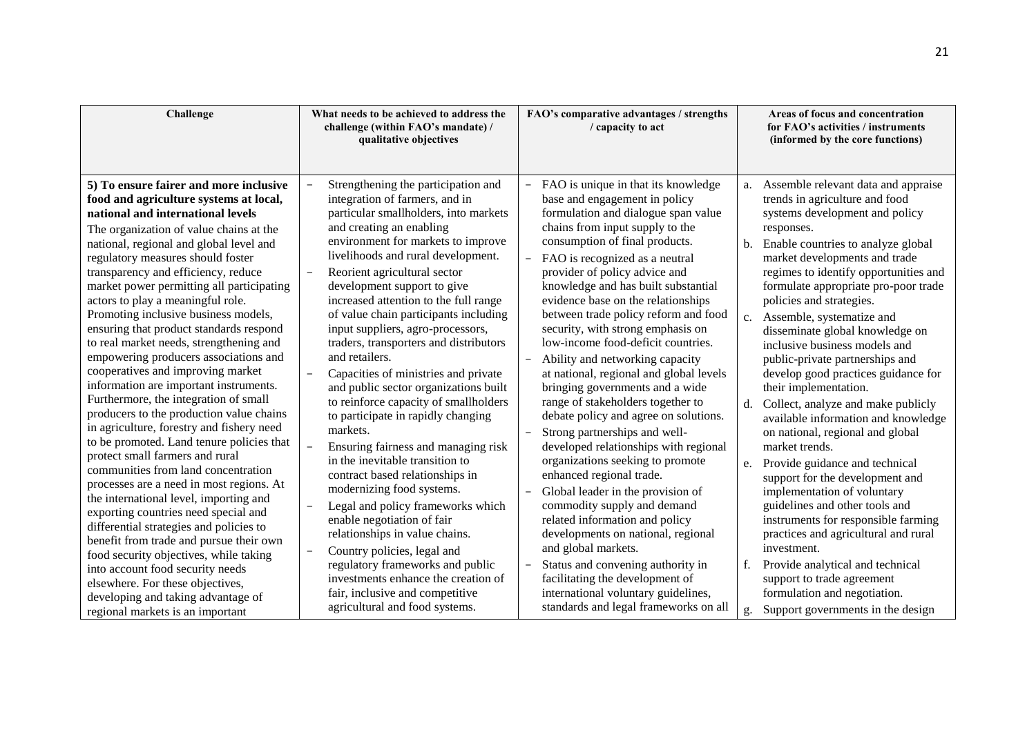| Challenge | What needs to be achieved to address the challenge (within FAO's mandate) / qualitative objectives | FAO's comparative advantages / strengths / capacity to act | Areas of focus and concentration for FAO's activities / instruments (informed by the core functions) |
|---|---|---|---|
| **5) To ensure fairer and more inclusive food and agriculture systems at local, national and international levels**<br>The organization of value chains at the national, regional and global level and regulatory measures should foster transparency and efficiency, reduce market power permitting all participating actors to play a meaningful role. Promoting inclusive business models, ensuring that product standards respond to real market needs, strengthening and empowering producers associations and cooperatives and improving market information are important instruments. Furthermore, the integration of small producers to the production value chains in agriculture, forestry and fishery need to be promoted. Land tenure policies that protect small farmers and rural communities from land concentration processes are a need in most regions. At the international level, importing and exporting countries need special and differential strategies and policies to benefit from trade and pursue their own food security objectives, while taking into account food security needs elsewhere. For these objectives, developing and taking advantage of regional markets is an important | – Strengthening the participation and integration of farmers, and in particular smallholders, into markets and creating an enabling environment for markets to improve livelihoods and rural development.<br>– Reorient agricultural sector development support to give increased attention to the full range of value chain participants including input suppliers, agro-processors, traders, transporters and distributors and retailers.<br>– Capacities of ministries and private and public sector organizations built to reinforce capacity of smallholders to participate in rapidly changing markets.<br>– Ensuring fairness and managing risk in the inevitable transition to contract based relationships in modernizing food systems.<br>– Legal and policy frameworks which enable negotiation of fair relationships in value chains.<br>– Country policies, legal and regulatory frameworks and public investments enhance the creation of fair, inclusive and competitive agricultural and food systems. | – FAO is unique in that its knowledge base and engagement in policy formulation and dialogue span value chains from input supply to the consumption of final products.<br>– FAO is recognized as a neutral provider of policy advice and knowledge and has built substantial evidence base on the relationships between trade policy reform and food security, with strong emphasis on low-income food-deficit countries.<br>– Ability and networking capacity at national, regional and global levels bringing governments and a wide range of stakeholders together to debate policy and agree on solutions.<br>– Strong partnerships and well-developed relationships with regional organizations seeking to promote enhanced regional trade.<br>– Global leader in the provision of commodity supply and demand related information and policy developments on national, regional and global markets.<br>– Status and convening authority in facilitating the development of international voluntary guidelines, standards and legal frameworks on all | a. Assemble relevant data and appraise trends in agriculture and food systems development and policy responses.<br>b. Enable countries to analyze global market developments and trade regimes to identify opportunities and formulate appropriate pro-poor trade policies and strategies.<br>c. Assemble, systematize and disseminate global knowledge on inclusive business models and public-private partnerships and develop good practices guidance for their implementation.<br>d. Collect, analyze and make publicly available information and knowledge on national, regional and global market trends.<br>e. Provide guidance and technical support for the development and implementation of voluntary guidelines and other tools and instruments for responsible farming practices and agricultural and rural investment.<br>f. Provide analytical and technical support to trade agreement formulation and negotiation.<br>g. Support governments in the design |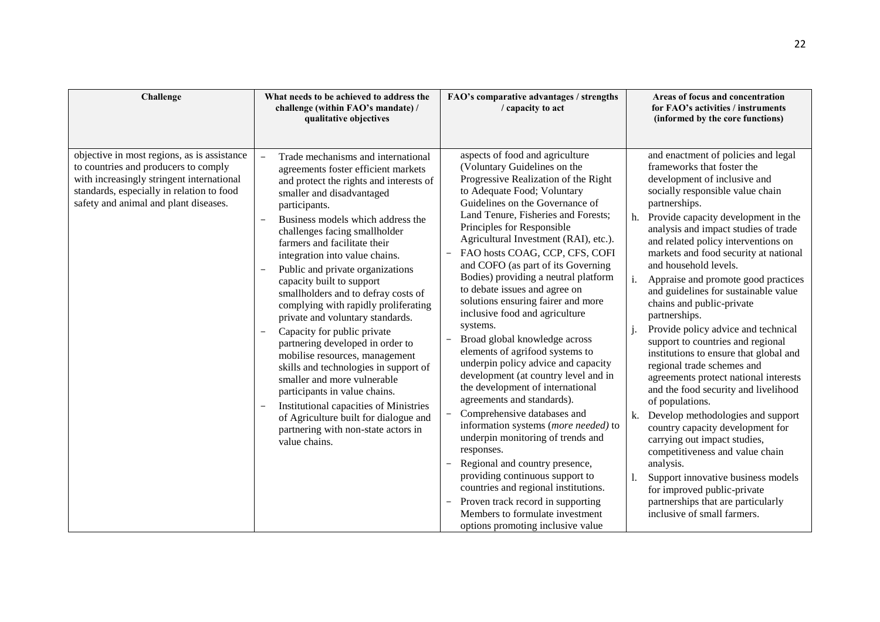| Challenge | What needs to be achieved to address the challenge (within FAO's mandate) / qualitative objectives | FAO's comparative advantages / strengths / capacity to act | Areas of focus and concentration for FAO's activities / instruments (informed by the core functions) |
|---|---|---|---|
| objective in most regions, as is assistance to countries and producers to comply with increasingly stringent international standards, especially in relation to food safety and animal and plant diseases. | – Trade mechanisms and international agreements foster efficient markets and protect the rights and interests of smaller and disadvantaged participants.<br>– Business models which address the challenges facing smallholder farmers and facilitate their integration into value chains.<br>– Public and private organizations capacity built to support smallholders and to defray costs of complying with rapidly proliferating private and voluntary standards.<br>– Capacity for public private partnering developed in order to mobilise resources, management skills and technologies in support of smaller and more vulnerable participants in value chains.<br>– Institutional capacities of Ministries of Agriculture built for dialogue and partnering with non-state actors in value chains. | aspects of food and agriculture (Voluntary Guidelines on the Progressive Realization of the Right to Adequate Food; Voluntary Guidelines on the Governance of Land Tenure, Fisheries and Forests; Principles for Responsible Agricultural Investment (RAI), etc.).<br>– FAO hosts COAG, CCP, CFS, COFI and COFO (as part of its Governing Bodies) providing a neutral platform to debate issues and agree on solutions ensuring fairer and more inclusive food and agriculture systems.<br>– Broad global knowledge across elements of agrifood systems to underpin policy advice and capacity development (at country level and in the development of international agreements and standards).<br>– Comprehensive databases and information systems (*more needed)* to underpin monitoring of trends and responses.<br>– Regional and country presence, providing continuous support to countries and regional institutions.<br>– Proven track record in supporting Members to formulate investment options promoting inclusive value | and enactment of policies and legal frameworks that foster the development of inclusive and socially responsible value chain partnerships.<br>h. Provide capacity development in the analysis and impact studies of trade and related policy interventions on markets and food security at national and household levels.<br>i. Appraise and promote good practices and guidelines for sustainable value chains and public-private partnerships.<br>j. Provide policy advice and technical support to countries and regional institutions to ensure that global and regional trade schemes and agreements protect national interests and the food security and livelihood of populations.<br>k. Develop methodologies and support country capacity development for carrying out impact studies, competitiveness and value chain analysis.<br>l. Support innovative business models for improved public-private partnerships that are particularly inclusive of small farmers. |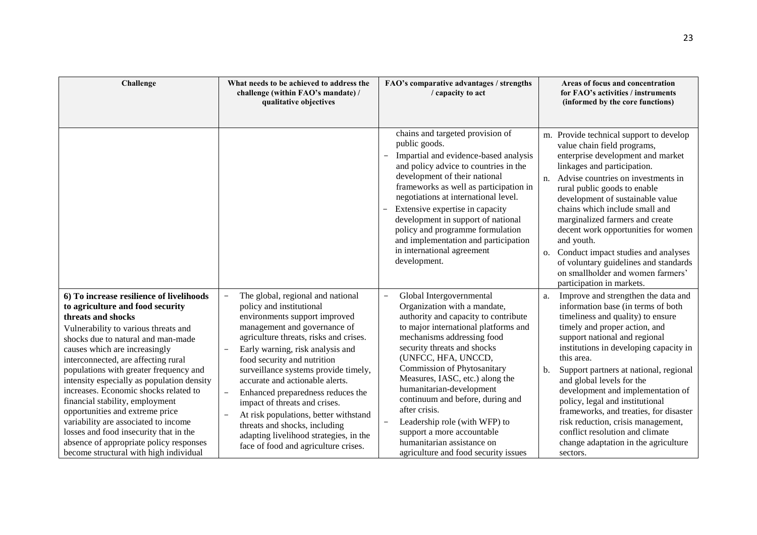| Challenge | What needs to be achieved to address the challenge (within FAO's mandate) / qualitative objectives | FAO's comparative advantages / strengths / capacity to act | Areas of focus and concentration for FAO's activities / instruments (informed by the core functions) |
|---|---|---|---|
| | | chains and targeted provision of public goods.<br>– Impartial and evidence-based analysis and policy advice to countries in the development of their national frameworks as well as participation in negotiations at international level.<br>– Extensive expertise in capacity development in support of national policy and programme formulation and implementation and participation in international agreement development. | m. Provide technical support to develop value chain field programs, enterprise development and market linkages and participation.<br>n. Advise countries on investments in rural public goods to enable development of sustainable value chains which include small and marginalized farmers and create decent work opportunities for women and youth.<br>o. Conduct impact studies and analyses of voluntary guidelines and standards on smallholder and women farmers' participation in markets. |
| **6) To increase resilience of livelihoods to agriculture and food security threats and shocks**<br>Vulnerability to various threats and shocks due to natural and man-made causes which are increasingly interconnected, are affecting rural populations with greater frequency and intensity especially as population density increases. Economic shocks related to financial stability, employment opportunities and extreme price variability are associated to income losses and food insecurity that in the absence of appropriate policy responses become structural with high individual | – The global, regional and national policy and institutional environments support improved management and governance of agriculture threats, risks and crises.<br>– Early warning, risk analysis and food security and nutrition surveillance systems provide timely, accurate and actionable alerts.<br>– Enhanced preparedness reduces the impact of threats and crises.<br>– At risk populations, better withstand threats and shocks, including adapting livelihood strategies, in the face of food and agriculture crises. | – Global Intergovernmental Organization with a mandate, authority and capacity to contribute to major international platforms and mechanisms addressing food security threats and shocks (UNFCC, HFA, UNCCD, Commission of Phytosanitary Measures, IASC, etc.) along the humanitarian-development continuum and before, during and after crisis.<br>– Leadership role (with WFP) to support a more accountable humanitarian assistance on agriculture and food security issues | a. Improve and strengthen the data and information base (in terms of both timeliness and quality) to ensure timely and proper action, and support national and regional institutions in developing capacity in this area.<br>b. Support partners at national, regional and global levels for the development and implementation of policy, legal and institutional frameworks, and treaties, for disaster risk reduction, crisis management, conflict resolution and climate change adaptation in the agriculture sectors. |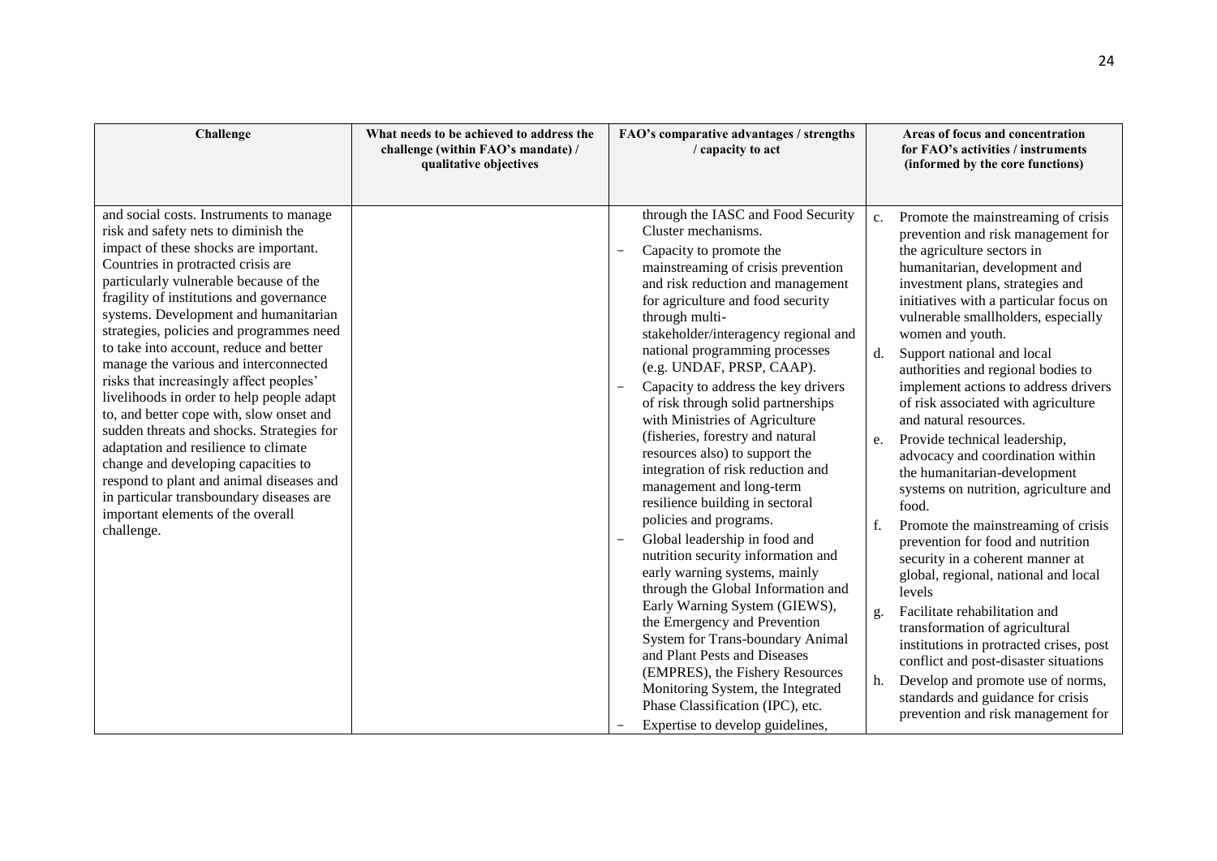| Challenge | What needs to be achieved to address the challenge (within FAO's mandate) / qualitative objectives | FAO's comparative advantages / strengths / capacity to act | Areas of focus and concentration for FAO's activities / instruments (informed by the core functions) |
|---|---|---|---|
| and social costs. Instruments to manage risk and safety nets to diminish the impact of these shocks are important. Countries in protracted crisis are particularly vulnerable because of the fragility of institutions and governance systems. Development and humanitarian strategies, policies and programmes need to take into account, reduce and better manage the various and interconnected risks that increasingly affect peoples' livelihoods in order to help people adapt to, and better cope with, slow onset and sudden threats and shocks. Strategies for adaptation and resilience to climate change and developing capacities to respond to plant and animal diseases and in particular transboundary diseases are important elements of the overall challenge. | | through the IASC and Food Security Cluster mechanisms.<br>– Capacity to promote the mainstreaming of crisis prevention and risk reduction and management for agriculture and food security through multi-stakeholder/interagency regional and national programming processes (e.g. UNDAF, PRSP, CAAP).<br>– Capacity to address the key drivers of risk through solid partnerships with Ministries of Agriculture (fisheries, forestry and natural resources also) to support the integration of risk reduction and management and long-term resilience building in sectoral policies and programs.<br>– Global leadership in food and nutrition security information and early warning systems, mainly through the Global Information and Early Warning System (GIEWS), the Emergency and Prevention System for Trans-boundary Animal and Plant Pests and Diseases (EMPRES), the Fishery Resources Monitoring System, the Integrated Phase Classification (IPC), etc.<br>– Expertise to develop guidelines, | c. Promote the mainstreaming of crisis prevention and risk management for the agriculture sectors in humanitarian, development and investment plans, strategies and initiatives with a particular focus on vulnerable smallholders, especially women and youth.<br>d. Support national and local authorities and regional bodies to implement actions to address drivers of risk associated with agriculture and natural resources.<br>e. Provide technical leadership, advocacy and coordination within the humanitarian-development systems on nutrition, agriculture and food.<br>f. Promote the mainstreaming of crisis prevention for food and nutrition security in a coherent manner at global, regional, national and local levels<br>g. Facilitate rehabilitation and transformation of agricultural institutions in protracted crises, post conflict and post-disaster situations<br>h. Develop and promote use of norms, standards and guidance for crisis prevention and risk management for |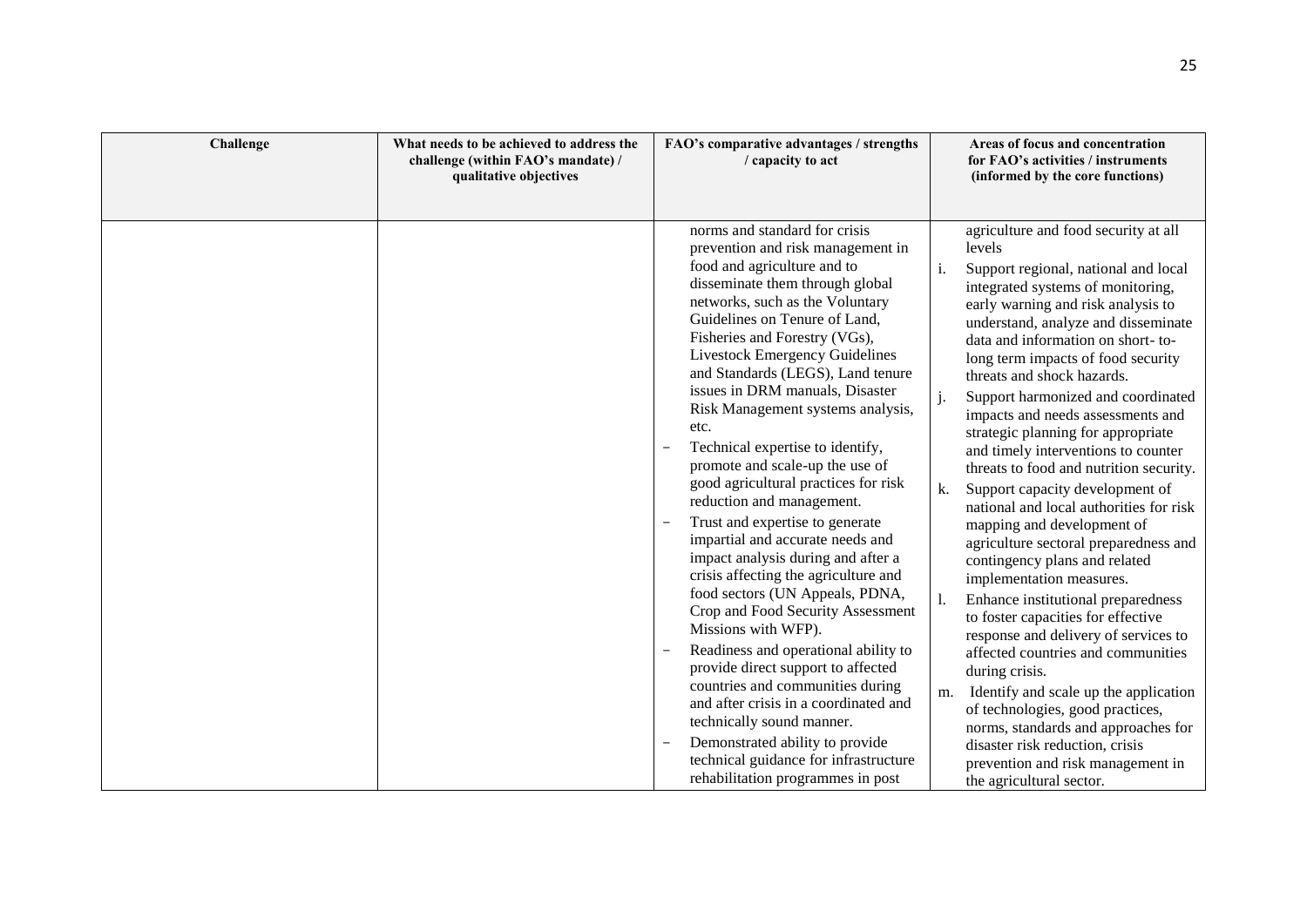| Challenge | What needs to be achieved to address the challenge (within FAO's mandate) / qualitative objectives | FAO's comparative advantages / strengths / capacity to act | Areas of focus and concentration for FAO's activities / instruments (informed by the core functions) |
|---|---|---|---|
| | | norms and standard for crisis prevention and risk management in food and agriculture and to disseminate them through global networks, such as the Voluntary Guidelines on Tenure of Land, Fisheries and Forestry (VGs), Livestock Emergency Guidelines and Standards (LEGS), Land tenure issues in DRM manuals, Disaster Risk Management systems analysis, etc.<br>– Technical expertise to identify, promote and scale-up the use of good agricultural practices for risk reduction and management.<br>– Trust and expertise to generate impartial and accurate needs and impact analysis during and after a crisis affecting the agriculture and food sectors (UN Appeals, PDNA, Crop and Food Security Assessment Missions with WFP).<br>– Readiness and operational ability to provide direct support to affected countries and communities during and after crisis in a coordinated and technically sound manner.<br>– Demonstrated ability to provide technical guidance for infrastructure rehabilitation programmes in post | agriculture and food security at all levels<br>i. Support regional, national and local integrated systems of monitoring, early warning and risk analysis to understand, analyze and disseminate data and information on short- to-long term impacts of food security threats and shock hazards.<br>j. Support harmonized and coordinated impacts and needs assessments and strategic planning for appropriate and timely interventions to counter threats to food and nutrition security.<br>k. Support capacity development of national and local authorities for risk mapping and development of agriculture sectoral preparedness and contingency plans and related implementation measures.<br>l. Enhance institutional preparedness to foster capacities for effective response and delivery of services to affected countries and communities during crisis.<br>m. Identify and scale up the application of technologies, good practices, norms, standards and approaches for disaster risk reduction, crisis prevention and risk management in the agricultural sector. |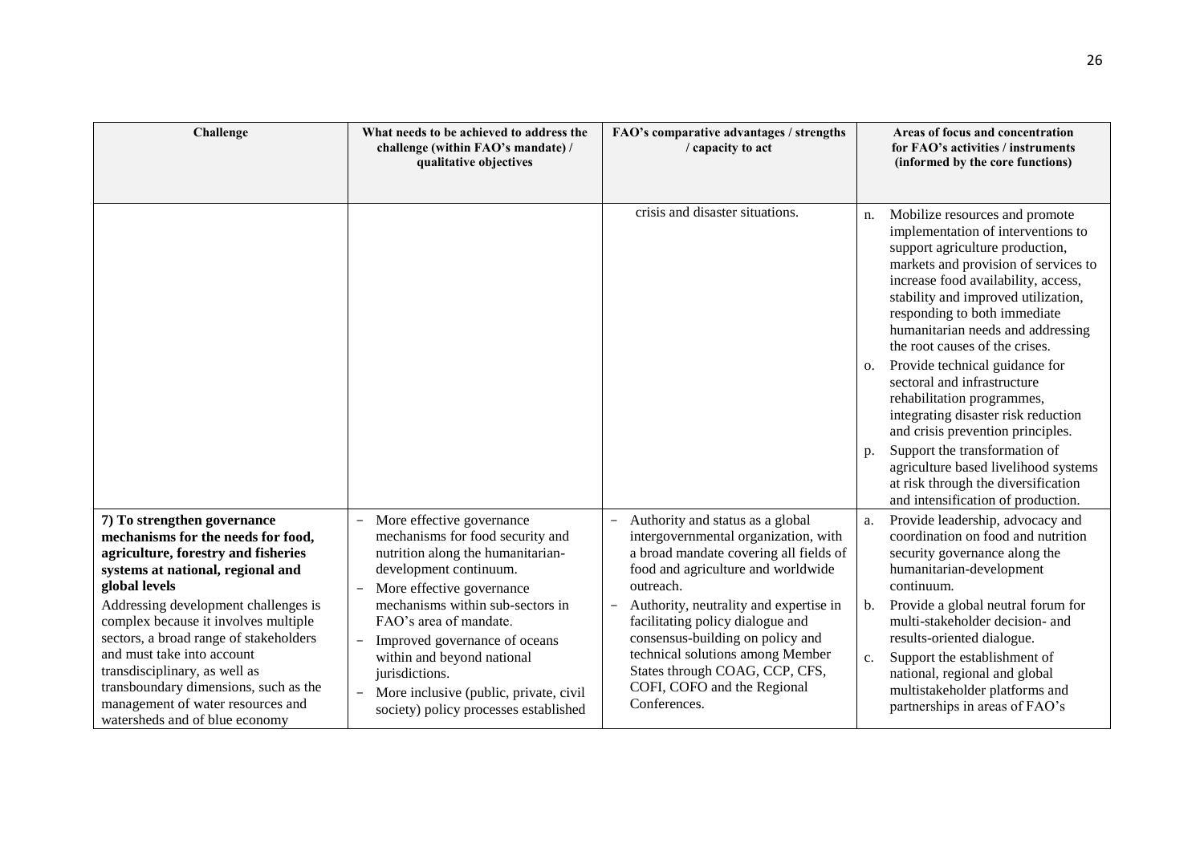| Challenge | What needs to be achieved to address the challenge (within FAO's mandate) / qualitative objectives | FAO's comparative advantages / strengths / capacity to act | Areas of focus and concentration for FAO's activities / instruments (informed by the core functions) |
|---|---|---|---|
| | | crisis and disaster situations. | n. Mobilize resources and promote implementation of interventions to support agriculture production, markets and provision of services to increase food availability, access, stability and improved utilization, responding to both immediate humanitarian needs and addressing the root causes of the crises.<br>o. Provide technical guidance for sectoral and infrastructure rehabilitation programmes, integrating disaster risk reduction and crisis prevention principles.<br>p. Support the transformation of agriculture based livelihood systems at risk through the diversification and intensification of production. |
| **7) To strengthen governance mechanisms for the needs for food, agriculture, forestry and fisheries systems at national, regional and global levels**<br>Addressing development challenges is complex because it involves multiple sectors, a broad range of stakeholders and must take into account transdisciplinary, as well as transboundary dimensions, such as the management of water resources and watersheds and of blue economy | – More effective governance mechanisms for food security and nutrition along the humanitarian-development continuum.<br>– More effective governance mechanisms within sub-sectors in FAO's area of mandate.<br>– Improved governance of oceans within and beyond national jurisdictions.<br>– More inclusive (public, private, civil society) policy processes established | – Authority and status as a global intergovernmental organization, with a broad mandate covering all fields of food and agriculture and worldwide outreach.<br>– Authority, neutrality and expertise in facilitating policy dialogue and consensus-building on policy and technical solutions among Member States through COAG, CCP, CFS, COFI, COFO and the Regional Conferences. | a. Provide leadership, advocacy and coordination on food and nutrition security governance along the humanitarian-development continuum.<br>b. Provide a global neutral forum for multi-stakeholder decision- and results-oriented dialogue.<br>c. Support the establishment of national, regional and global multistakeholder platforms and partnerships in areas of FAO's |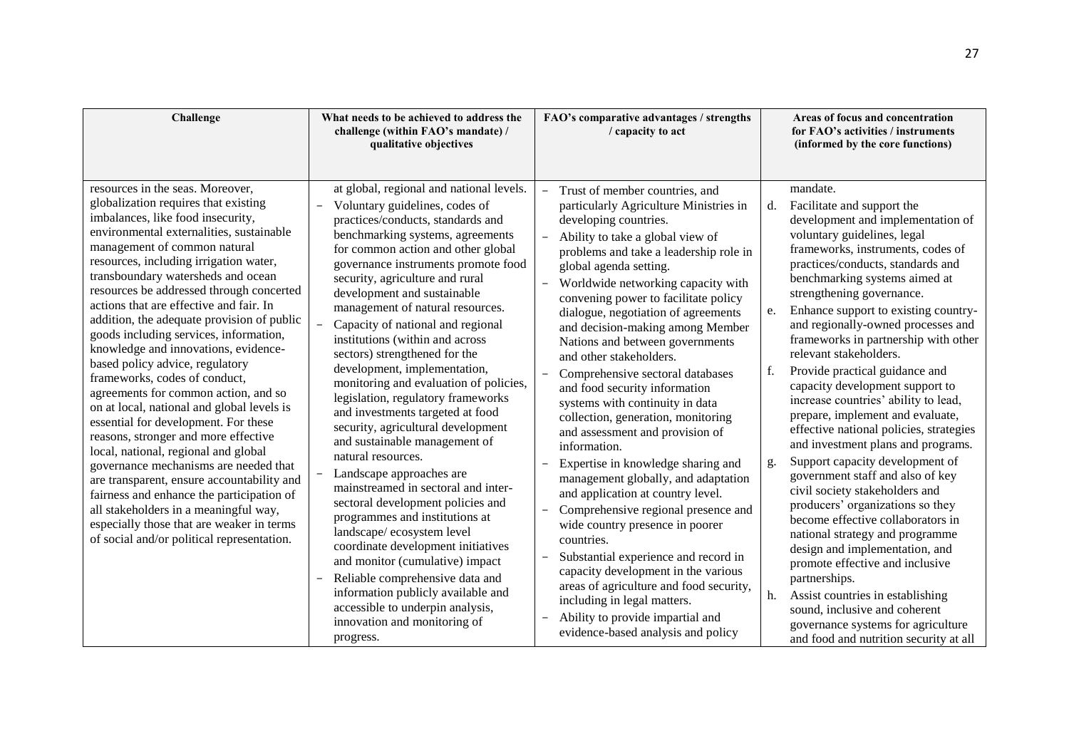| Challenge | What needs to be achieved to address the challenge (within FAO's mandate) / qualitative objectives | FAO's comparative advantages / strengths / capacity to act | Areas of focus and concentration for FAO's activities / instruments (informed by the core functions) |
|---|---|---|---|
| resources in the seas. Moreover, globalization requires that existing imbalances, like food insecurity, environmental externalities, sustainable management of common natural resources, including irrigation water, transboundary watersheds and ocean resources be addressed through concerted actions that are effective and fair. In addition, the adequate provision of public goods including services, information, knowledge and innovations, evidence-based policy advice, regulatory frameworks, codes of conduct, agreements for common action, and so on at local, national and global levels is essential for development. For these reasons, stronger and more effective local, national, regional and global governance mechanisms are needed that are transparent, ensure accountability and fairness and enhance the participation of all stakeholders in a meaningful way, especially those that are weaker in terms of social and/or political representation. | at global, regional and national levels.<br>– Voluntary guidelines, codes of practices/conducts, standards and benchmarking systems, agreements for common action and other global governance instruments promote food security, agriculture and rural development and sustainable management of natural resources.<br>– Capacity of national and regional institutions (within and across sectors) strengthened for the development, implementation, monitoring and evaluation of policies, legislation, regulatory frameworks and investments targeted at food security, agricultural development and sustainable management of natural resources.<br>– Landscape approaches are mainstreamed in sectoral and inter-sectoral development policies and programmes and institutions at landscape/ ecosystem level coordinate development initiatives and monitor (cumulative) impact<br>– Reliable comprehensive data and information publicly available and accessible to underpin analysis, innovation and monitoring of progress. | – Trust of member countries, and particularly Agriculture Ministries in developing countries.<br>– Ability to take a global view of problems and take a leadership role in global agenda setting.<br>– Worldwide networking capacity with convening power to facilitate policy dialogue, negotiation of agreements and decision-making among Member Nations and between governments and other stakeholders.<br>– Comprehensive sectoral databases and food security information systems with continuity in data collection, generation, monitoring and assessment and provision of information.<br>– Expertise in knowledge sharing and management globally, and adaptation and application at country level.<br>– Comprehensive regional presence and wide country presence in poorer countries.<br>– Substantial experience and record in capacity development in the various areas of agriculture and food security, including in legal matters.<br>– Ability to provide impartial and evidence-based analysis and policy | mandate.<br>d. Facilitate and support the development and implementation of voluntary guidelines, legal frameworks, instruments, codes of practices/conducts, standards and benchmarking systems aimed at strengthening governance.<br>e. Enhance support to existing country- and regionally-owned processes and frameworks in partnership with other relevant stakeholders.<br>f. Provide practical guidance and capacity development support to increase countries' ability to lead, prepare, implement and evaluate, effective national policies, strategies and investment plans and programs.<br>g. Support capacity development of government staff and also of key civil society stakeholders and producers' organizations so they become effective collaborators in national strategy and programme design and implementation, and promote effective and inclusive partnerships.<br>h. Assist countries in establishing sound, inclusive and coherent governance systems for agriculture and food and nutrition security at all |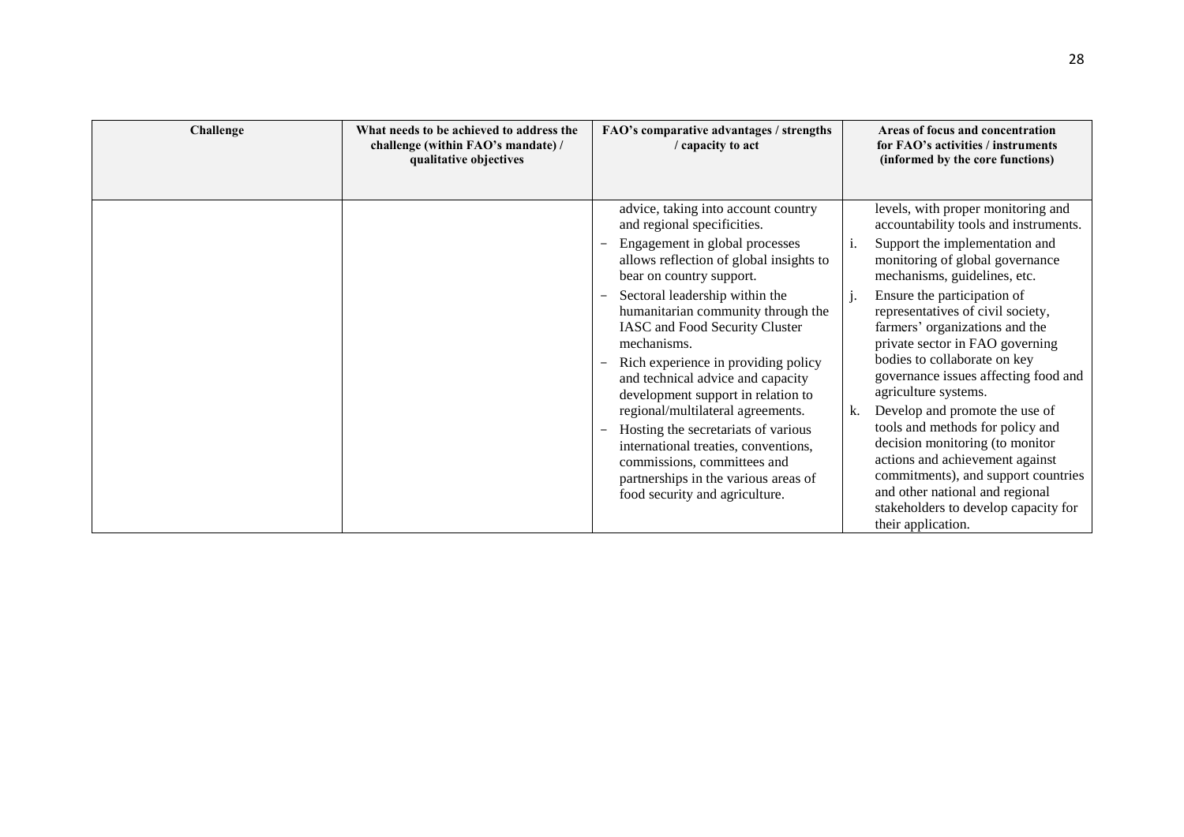| Challenge | What needs to be achieved to address the challenge (within FAO's mandate) / qualitative objectives | FAO's comparative advantages / strengths / capacity to act | Areas of focus and concentration for FAO's activities / instruments (informed by the core functions) |
| --- | --- | --- | --- |
| | | advice, taking into account country and regional specificities.<br>– Engagement in global processes allows reflection of global insights to bear on country support.<br>– Sectoral leadership within the humanitarian community through the IASC and Food Security Cluster mechanisms.<br>– Rich experience in providing policy and technical advice and capacity development support in relation to regional/multilateral agreements.<br>– Hosting the secretariats of various international treaties, conventions, commissions, committees and partnerships in the various areas of food security and agriculture. | levels, with proper monitoring and accountability tools and instruments.<br>i. Support the implementation and monitoring of global governance mechanisms, guidelines, etc.<br>j. Ensure the participation of representatives of civil society, farmers' organizations and the private sector in FAO governing bodies to collaborate on key governance issues affecting food and agriculture systems.<br>k. Develop and promote the use of tools and methods for policy and decision monitoring (to monitor actions and achievement against commitments), and support countries and other national and regional stakeholders to develop capacity for their application. |